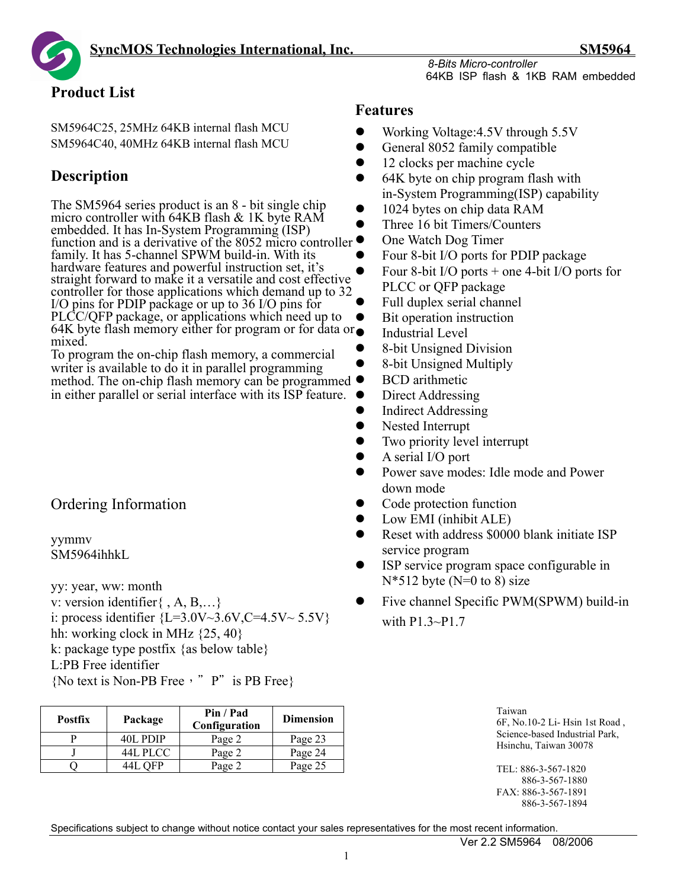**SyncMOS Technologies International, Inc.** **SM5964**

*8-Bits Micro-controller*
64KB ISP flash & 1KB RAM embedded

## Product List

SM5964C25, 25MHz 64KB internal flash MCU
SM5964C40, 40MHz 64KB internal flash MCU

## Description

The SM5964 series product is an 8 - bit single chip micro controller with 64KB flash & 1K byte RAM embedded. It has In-System Programming (ISP) function and is a derivative of the 8052 micro controller family. It has 5-channel SPWM build-in. With its hardware features and powerful instruction set, it's straight forward to make it a versatile and cost effective controller for those applications which demand up to 32 I/O pins for PDIP package or up to 36 I/O pins for PLCC/QFP package, or applications which need up to 64K byte flash memory either for program or for data or mixed.
To program the on-chip flash memory, a commercial writer is available to do it in parallel programming method. The on-chip flash memory can be programmed in either parallel or serial interface with its ISP feature.

## Features

- Working Voltage:4.5V through 5.5V
- General 8052 family compatible
- 12 clocks per machine cycle
- 64K byte on chip program flash with in-System Programming(ISP) capability
- 1024 bytes on chip data RAM
- Three 16 bit Timers/Counters
- One Watch Dog Timer
- Four 8-bit I/O ports for PDIP package
- Four 8-bit I/O ports + one 4-bit I/O ports for PLCC or QFP package
- Full duplex serial channel
- Bit operation instruction
- Industrial Level
- 8-bit Unsigned Division
- 8-bit Unsigned Multiply
- BCD arithmetic
- Direct Addressing
- Indirect Addressing
- Nested Interrupt
- Two priority level interrupt
- A serial I/O port
- Power save modes: Idle mode and Power down mode
- Code protection function
- Low EMI (inhibit ALE)
- Reset with address $0000 blank initiate ISP service program
- ISP service program space configurable in N*512 byte (N=0 to 8) size
- Five channel Specific PWM(SPWM) build-in with P1.3~P1.7

## Ordering Information

yymmv
SM5964ihhkL

yy: year, ww: month
v: version identifier{ , A, B,…}
i: process identifier {L=3.0V~3.6V,C=4.5V~ 5.5V}
hh: working clock in MHz {25, 40}
k: package type postfix {as below table}
L:PB Free identifier
{No text is Non-PB Free，" P" is PB Free}

| Postfix | Package | Pin / Pad Configuration | Dimension |
|---|---|---|---|
| P | 40L PDIP | Page 2 | Page 23 |
| J | 44L PLCC | Page 2 | Page 24 |
| Q | 44L QFP | Page 2 | Page 25 |

Taiwan
6F, No.10-2 Li- Hsin 1st Road ,
Science-based Industrial Park,
Hsinchu, Taiwan 30078

TEL: 886-3-567-1820
886-3-567-1880
FAX: 886-3-567-1891
886-3-567-1894

Specifications subject to change without notice contact your sales representatives for the most recent information.

Ver 2.2 SM5964 08/2006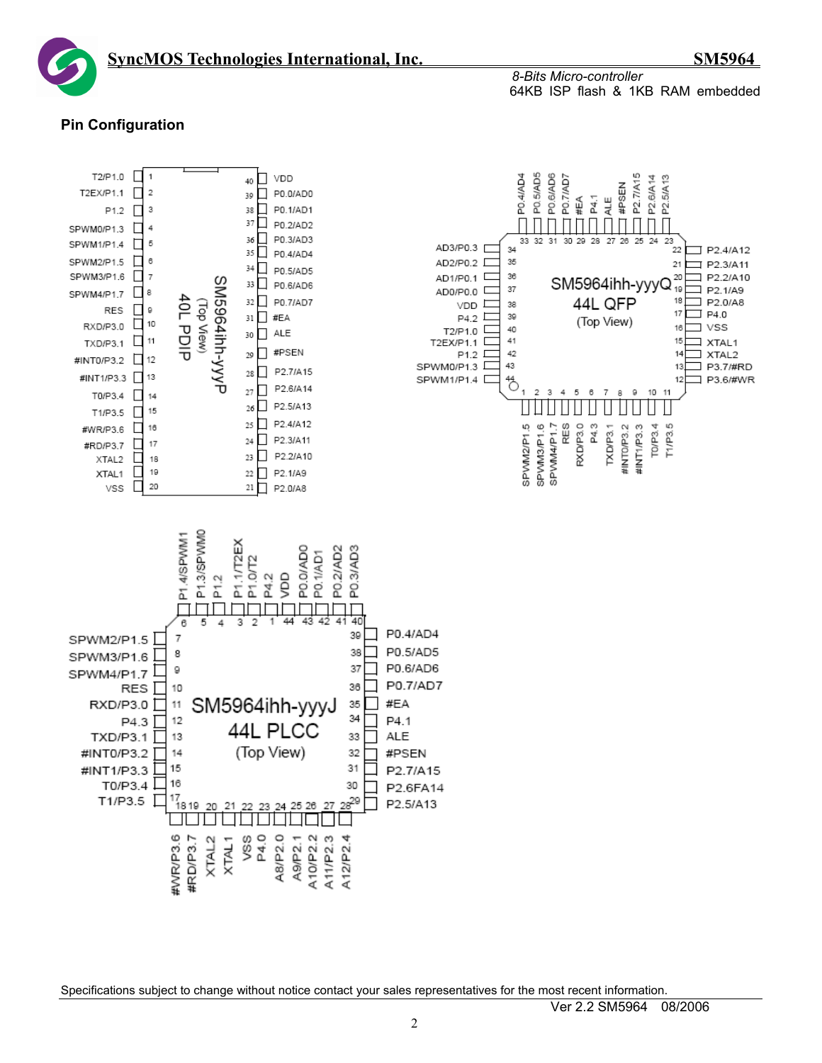## Pin Configuration

**SM5964ihh-yyyP 40L PDIP (Top View)**

| Pin | Name | Pin | Name |
|---|---|---|---|
| 1 | T2/P1.0 | 40 | VDD |
| 2 | T2EX/P1.1 | 39 | P0.0/AD0 |
| 3 | P1.2 | 38 | P0.1/AD1 |
| 4 | SPWM0/P1.3 | 37 | P0.2/AD2 |
| 5 | SPWM1/P1.4 | 36 | P0.3/AD3 |
| 6 | SPWM2/P1.5 | 35 | P0.4/AD4 |
| 7 | SPWM3/P1.6 | 34 | P0.5/AD5 |
| 8 | SPWM4/P1.7 | 33 | P0.6/AD6 |
| 9 | RES | 32 | P0.7/AD7 |
| 10 | RXD/P3.0 | 31 | #EA |
| 11 | TXD/P3.1 | 30 | ALE |
| 12 | #INT0/P3.2 | 29 | #PSEN |
| 13 | #INT1/P3.3 | 28 | P2.7/A15 |
| 14 | T0/P3.4 | 27 | P2.6/A14 |
| 15 | T1/P3.5 | 26 | P2.5/A13 |
| 16 | #WR/P3.6 | 25 | P2.4/A12 |
| 17 | #RD/P3.7 | 24 | P2.3/A11 |
| 18 | XTAL2 | 23 | P2.2/A10 |
| 19 | XTAL1 | 22 | P2.1/A9 |
| 20 | VSS | 21 | P2.0/A8 |

**SM5964ihh-yyyQ 44L QFP (Top View)**

| Pin | Name | Pin | Name |
|---|---|---|---|
| 1 | SPWM2/P1.5 | 23 | P2.5/A13 |
| 2 | SPWM3/P1.6 | 24 | P2.6/A14 |
| 3 | SPWM4/P1.7 | 25 | P2.7/A15 |
| 4 | RES | 26 | #PSEN |
| 5 | RXD/P3.0 | 27 | ALE |
| 6 | P4.3 | 28 | P4.1 |
| 7 | TXD/P3.1 | 29 | #EA |
| 8 | #INT0/P3.2 | 30 | P0.7/AD7 |
| 9 | #INT1/P3.3 | 31 | P0.6/AD6 |
| 10 | T0/P3.4 | 32 | P0.5/AD5 |
| 11 | T1/P3.5 | 33 | P0.4/AD4 |
| 12 | P3.6/#WR | 34 | AD3/P0.3 |
| 13 | P3.7/#RD | 35 | AD2/P0.2 |
| 14 | XTAL2 | 36 | AD1/P0.1 |
| 15 | XTAL1 | 37 | AD0/P0.0 |
| 16 | VSS | 38 | VDD |
| 17 | P4.0 | 39 | P4.2 |
| 18 | P2.0/A8 | 40 | T2/P1.0 |
| 19 | P2.1/A9 | 41 | T2EX/P1.1 |
| 20 | P2.2/A10 | 42 | P1.2 |
| 21 | P2.3/A11 | 43 | SPWM0/P1.3 |
| 22 | P2.4/A12 | 44 | SPWM1/P1.4 |

**SM5964ihh-yyyJ 44L PLCC (Top View)**

| Pin | Name | Pin | Name |
|---|---|---|---|
| 1 | P4.2 | 23 | A9/P2.1 |
| 2 | P1.0/T2 | 24 | A10/P2.2 |
| 3 | P1.1/T2EX | 25 | A11/P2.3 |
| 4 | P1.2 | 26 | A12/P2.4 |
| 5 | P1.3/SPWM0 | 27 | P2.5/A13 |
| 6 | P1.4/SPWM1 | 28 | P2.6FA14 |
| 7 | SPWM2/P1.5 | 29 | P2.7/A15 |
| 8 | SPWM3/P1.6 | 30 | #PSEN |
| 9 | SPWM4/P1.7 | 31 | ALE |
| 10 | RES | 32 | P4.1 |
| 11 | RXD/P3.0 | 33 | #EA |
| 12 | P4.3 | 34 | P0.7/AD7 |
| 13 | TXD/P3.1 | 35 | P0.6/AD6 |
| 14 | #INT0/P3.2 | 36 | P0.5/AD5 |
| 15 | #INT1/P3.3 | 37 | P0.4/AD4 |
| 16 | T0/P3.4 | 38 | P0.3/AD3 |
| 17 | T1/P3.5 | 39 | P0.2/AD2 |
| 18 | #WR/P3.6 | 40 | P0.1/AD1 |
| 19 | #RD/P3.7 | 41 | P0.0/AD0 |
| 20 | XTAL2 | 42 | VDD |
| 21 | XTAL1 | 43 | P4.0 |
| 22 | VSS / A8/P2.0 | 44 | |

Specifications subject to change without notice contact your sales representatives for the most recent information.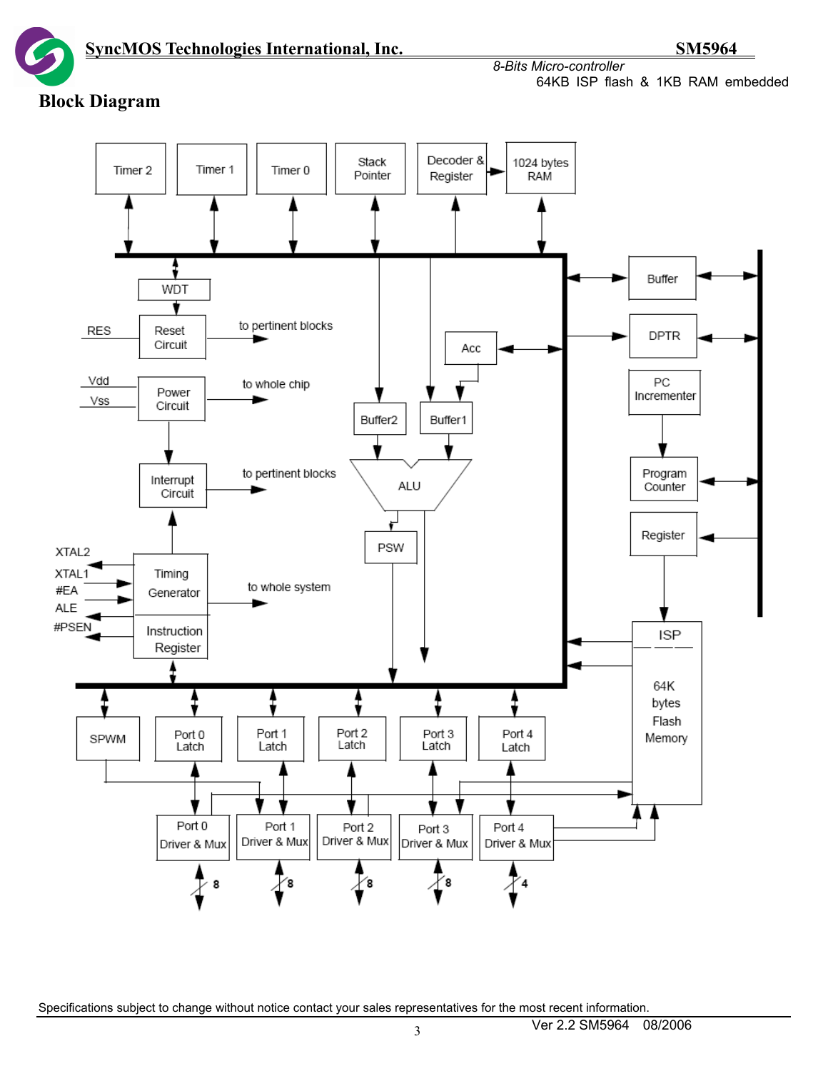## Block Diagram

Timer 2
Timer 1
Timer 0
Stack Pointer
Decoder & Register
1024 bytes RAM

WDT

RES
Reset Circuit
to pertinent blocks

Vdd
Vss
Power Circuit
to whole chip

Interrupt Circuit
to pertinent blocks

XTAL2
XTAL1
#EA
ALE
#PSEN
Timing Generator
Instruction Register
to whole system

Acc
Buffer2
Buffer1
ALU
PSW

Buffer
DPTR
PC Incrementer
Program Counter
Register
ISP
64K bytes Flash Memory

SPWM
Port 0 Latch
Port 1 Latch
Port 2 Latch
Port 3 Latch
Port 4 Latch

Port 0 Driver & Mux
Port 1 Driver & Mux
Port 2 Driver & Mux
Port 3 Driver & Mux
Port 4 Driver & Mux

8
8
8
8
4

Specifications subject to change without notice contact your sales representatives for the most recent information.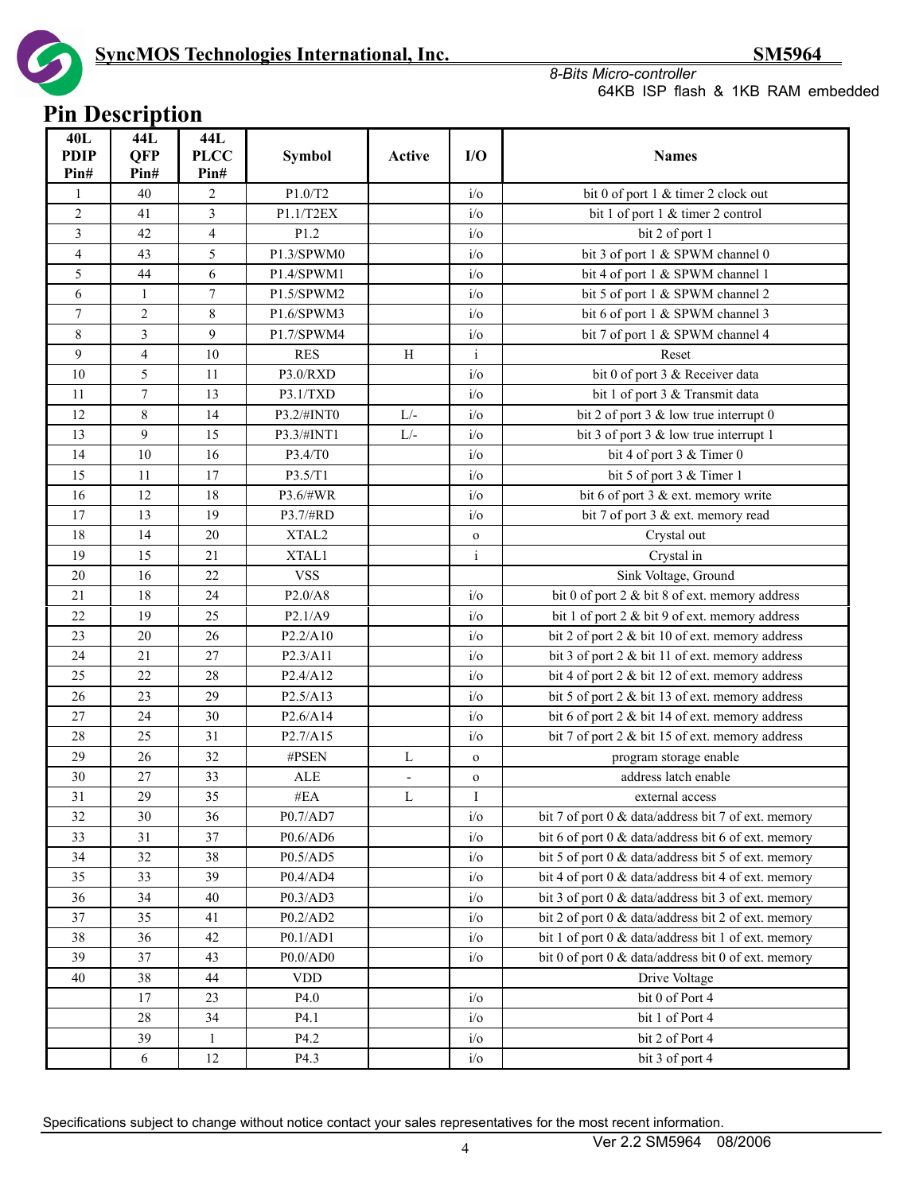# Pin Description

| 40L PDIP Pin# | 44L QFP Pin# | 44L PLCC Pin# | Symbol | Active | I/O | Names |
|---|---|---|---|---|---|---|
| 1 | 40 | 2 | P1.0/T2 | | i/o | bit 0 of port 1 & timer 2 clock out |
| 2 | 41 | 3 | P1.1/T2EX | | i/o | bit 1 of port 1 & timer 2 control |
| 3 | 42 | 4 | P1.2 | | i/o | bit 2 of port 1 |
| 4 | 43 | 5 | P1.3/SPWM0 | | i/o | bit 3 of port 1 & SPWM channel 0 |
| 5 | 44 | 6 | P1.4/SPWM1 | | i/o | bit 4 of port 1 & SPWM channel 1 |
| 6 | 1 | 7 | P1.5/SPWM2 | | i/o | bit 5 of port 1 & SPWM channel 2 |
| 7 | 2 | 8 | P1.6/SPWM3 | | i/o | bit 6 of port 1 & SPWM channel 3 |
| 8 | 3 | 9 | P1.7/SPWM4 | | i/o | bit 7 of port 1 & SPWM channel 4 |
| 9 | 4 | 10 | RES | H | i | Reset |
| 10 | 5 | 11 | P3.0/RXD | | i/o | bit 0 of port 3 & Receiver data |
| 11 | 7 | 13 | P3.1/TXD | | i/o | bit 1 of port 3 & Transmit data |
| 12 | 8 | 14 | P3.2/#INT0 | L/- | i/o | bit 2 of port 3 & low true interrupt 0 |
| 13 | 9 | 15 | P3.3/#INT1 | L/- | i/o | bit 3 of port 3 & low true interrupt 1 |
| 14 | 10 | 16 | P3.4/T0 | | i/o | bit 4 of port 3 & Timer 0 |
| 15 | 11 | 17 | P3.5/T1 | | i/o | bit 5 of port 3 & Timer 1 |
| 16 | 12 | 18 | P3.6/#WR | | i/o | bit 6 of port 3 & ext. memory write |
| 17 | 13 | 19 | P3.7/#RD | | i/o | bit 7 of port 3 & ext. memory read |
| 18 | 14 | 20 | XTAL2 | | o | Crystal out |
| 19 | 15 | 21 | XTAL1 | | i | Crystal in |
| 20 | 16 | 22 | VSS | | | Sink Voltage, Ground |
| 21 | 18 | 24 | P2.0/A8 | | i/o | bit 0 of port 2 & bit 8 of ext. memory address |
| 22 | 19 | 25 | P2.1/A9 | | i/o | bit 1 of port 2 & bit 9 of ext. memory address |
| 23 | 20 | 26 | P2.2/A10 | | i/o | bit 2 of port 2 & bit 10 of ext. memory address |
| 24 | 21 | 27 | P2.3/A11 | | i/o | bit 3 of port 2 & bit 11 of ext. memory address |
| 25 | 22 | 28 | P2.4/A12 | | i/o | bit 4 of port 2 & bit 12 of ext. memory address |
| 26 | 23 | 29 | P2.5/A13 | | i/o | bit 5 of port 2 & bit 13 of ext. memory address |
| 27 | 24 | 30 | P2.6/A14 | | i/o | bit 6 of port 2 & bit 14 of ext. memory address |
| 28 | 25 | 31 | P2.7/A15 | | i/o | bit 7 of port 2 & bit 15 of ext. memory address |
| 29 | 26 | 32 | #PSEN | L | o | program storage enable |
| 30 | 27 | 33 | ALE | - | o | address latch enable |
| 31 | 29 | 35 | #EA | L | I | external access |
| 32 | 30 | 36 | P0.7/AD7 | | i/o | bit 7 of port 0 & data/address bit 7 of ext. memory |
| 33 | 31 | 37 | P0.6/AD6 | | i/o | bit 6 of port 0 & data/address bit 6 of ext. memory |
| 34 | 32 | 38 | P0.5/AD5 | | i/o | bit 5 of port 0 & data/address bit 5 of ext. memory |
| 35 | 33 | 39 | P0.4/AD4 | | i/o | bit 4 of port 0 & data/address bit 4 of ext. memory |
| 36 | 34 | 40 | P0.3/AD3 | | i/o | bit 3 of port 0 & data/address bit 3 of ext. memory |
| 37 | 35 | 41 | P0.2/AD2 | | i/o | bit 2 of port 0 & data/address bit 2 of ext. memory |
| 38 | 36 | 42 | P0.1/AD1 | | i/o | bit 1 of port 0 & data/address bit 1 of ext. memory |
| 39 | 37 | 43 | P0.0/AD0 | | i/o | bit 0 of port 0 & data/address bit 0 of ext. memory |
| 40 | 38 | 44 | VDD | | | Drive Voltage |
| | 17 | 23 | P4.0 | | i/o | bit 0 of Port 4 |
| | 28 | 34 | P4.1 | | i/o | bit 1 of Port 4 |
| | 39 | 1 | P4.2 | | i/o | bit 2 of Port 4 |
| | 6 | 12 | P4.3 | | i/o | bit 3 of port 4 |

Specifications subject to change without notice contact your sales representatives for the most recent information.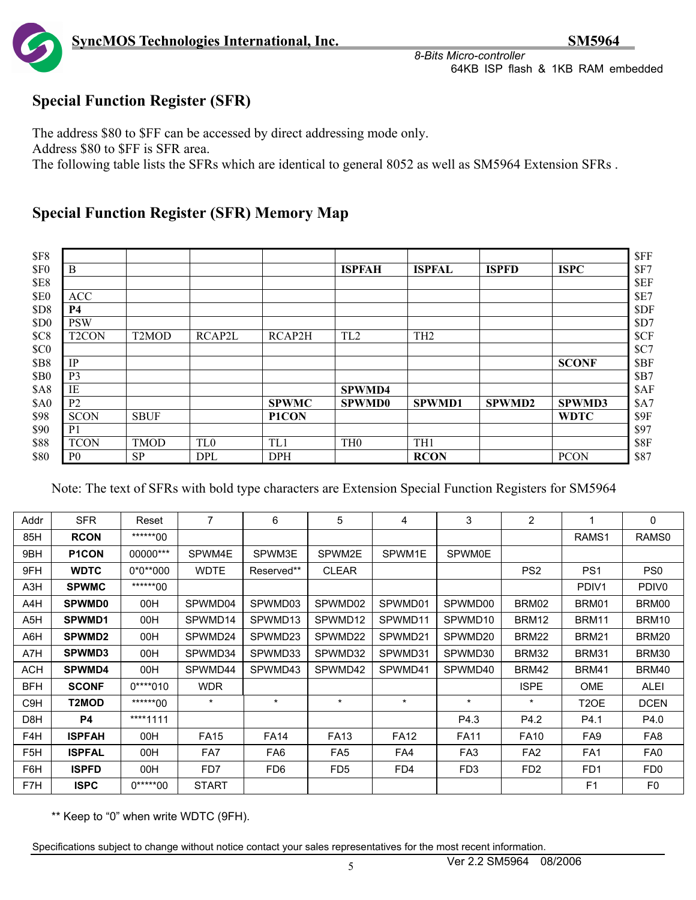## Special Function Register (SFR)

The address $80 to $FF can be accessed by direct addressing mode only.
Address $80 to $FF is SFR area.
The following table lists the SFRs which are identical to general 8052 as well as SM5964 Extension SFRs .

## Special Function Register (SFR) Memory Map

| | | | | | | | | | |
|---|---|---|---|---|---|---|---|---|---|
| $F8 | | | | | | | | | $FF |
| $F0 | B | | | | **ISPFAH** | **ISPFAL** | **ISPFD** | **ISPC** | $F7 |
| $E8 | | | | | | | | | $EF |
| $E0 | ACC | | | | | | | | $E7 |
| $D8 | **P4** | | | | | | | | $DF |
| $D0 | PSW | | | | | | | | $D7 |
| $C8 | T2CON | T2MOD | RCAP2L | RCAP2H | TL2 | TH2 | | | $CF |
| $C0 | | | | | | | | | $C7 |
| $B8 | IP | | | | | | | **SCONF** | $BF |
| $B0 | P3 | | | | | | | | $B7 |
| $A8 | IE | | | | **SPWMD4** | | | | $AF |
| $A0 | P2 | | | **SPWMC** | **SPWMD0** | **SPWMD1** | **SPWMD2** | **SPWMD3** | $A7 |
| $98 | SCON | SBUF | | **P1CON** | | | | **WDTC** | $9F |
| $90 | P1 | | | | | | | | $97 |
| $88 | TCON | TMOD | TL0 | TL1 | TH0 | TH1 | | | $8F |
| $80 | P0 | SP | DPL | DPH | | **RCON** | | PCON | $87 |

Note: The text of SFRs with bold type characters are Extension Special Function Registers for SM5964

| Addr | SFR | Reset | 7 | 6 | 5 | 4 | 3 | 2 | 1 | 0 |
|---|---|---|---|---|---|---|---|---|---|---|
| 85H | **RCON** | ******00 | | | | | | | RAMS1 | RAMS0 |
| 9BH | **P1CON** | 00000*** | SPWM4E | SPWM3E | SPWM2E | SPWM1E | SPWM0E | | | |
| 9FH | **WDTC** | 0*0**000 | WDTE | Reserved** | CLEAR | | | PS2 | PS1 | PS0 |
| A3H | **SPWMC** | ******00 | | | | | | | PDIV1 | PDIV0 |
| A4H | **SPWMD0** | 00H | SPWMD04 | SPWMD03 | SPWMD02 | SPWMD01 | SPWMD00 | BRM02 | BRM01 | BRM00 |
| A5H | **SPWMD1** | 00H | SPWMD14 | SPWMD13 | SPWMD12 | SPWMD11 | SPWMD10 | BRM12 | BRM11 | BRM10 |
| A6H | **SPWMD2** | 00H | SPWMD24 | SPWMD23 | SPWMD22 | SPWMD21 | SPWMD20 | BRM22 | BRM21 | BRM20 |
| A7H | **SPWMD3** | 00H | SPWMD34 | SPWMD33 | SPWMD32 | SPWMD31 | SPWMD30 | BRM32 | BRM31 | BRM30 |
| ACH | **SPWMD4** | 00H | SPWMD44 | SPWMD43 | SPWMD42 | SPWMD41 | SPWMD40 | BRM42 | BRM41 | BRM40 |
| BFH | **SCONF** | 0****010 | WDR | | | | | ISPE | OME | ALEI |
| C9H | **T2MOD** | ******00 | * | * | * | * | * | * | T2OE | DCEN |
| D8H | **P4** | ****1111 | | | | | P4.3 | P4.2 | P4.1 | P4.0 |
| F4H | **ISPFAH** | 00H | FA15 | FA14 | FA13 | FA12 | FA11 | FA10 | FA9 | FA8 |
| F5H | **ISPFAL** | 00H | FA7 | FA6 | FA5 | FA4 | FA3 | FA2 | FA1 | FA0 |
| F6H | **ISPFD** | 00H | FD7 | FD6 | FD5 | FD4 | FD3 | FD2 | FD1 | FD0 |
| F7H | **ISPC** | 0*****00 | START | | | | | | F1 | F0 |

** Keep to "0" when write WDTC (9FH).

Specifications subject to change without notice contact your sales representatives for the most recent information.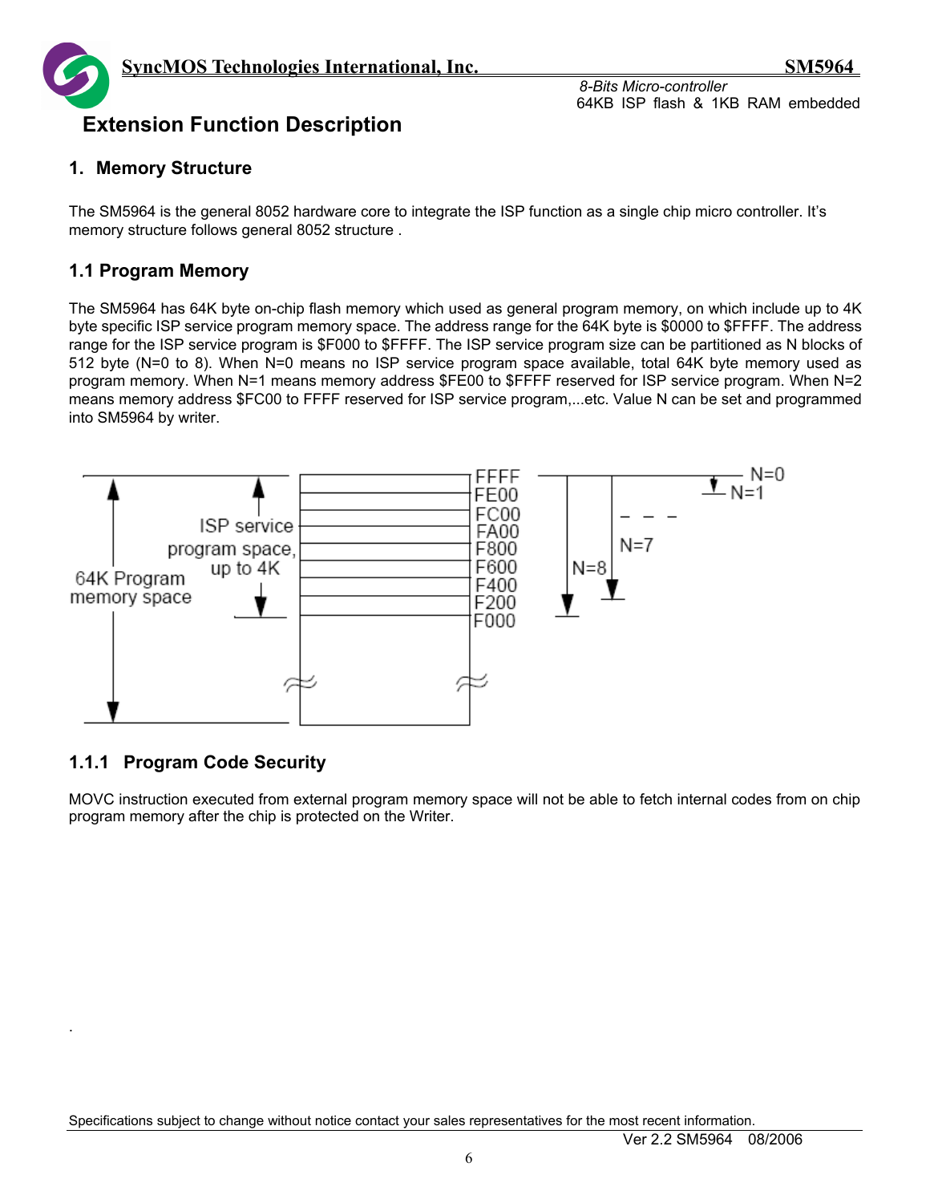# Extension Function Description

## 1. Memory Structure

The SM5964 is the general 8052 hardware core to integrate the ISP function as a single chip micro controller. It's memory structure follows general 8052 structure .

### 1.1 Program Memory

The SM5964 has 64K byte on-chip flash memory which used as general program memory, on which include up to 4K byte specific ISP service program memory space. The address range for the 64K byte is $0000 to $FFFF. The address range for the ISP service program is $F000 to $FFFF. The ISP service program size can be partitioned as N blocks of 512 byte (N=0 to 8). When N=0 means no ISP service program space available, total 64K byte memory used as program memory. When N=1 means memory address $FE00 to $FFFF reserved for ISP service program. When N=2 means memory address $FC00 to FFFF reserved for ISP service program,...etc. Value N can be set and programmed into SM5964 by writer.

64K Program memory space

ISP service program space, up to 4K

FFFF
FE00
FC00
FA00
F800
F600
F400
F200
F000

N=0
N=1
N=7
N=8

#### 1.1.1 Program Code Security

MOVC instruction executed from external program memory space will not be able to fetch internal codes from on chip program memory after the chip is protected on the Writer.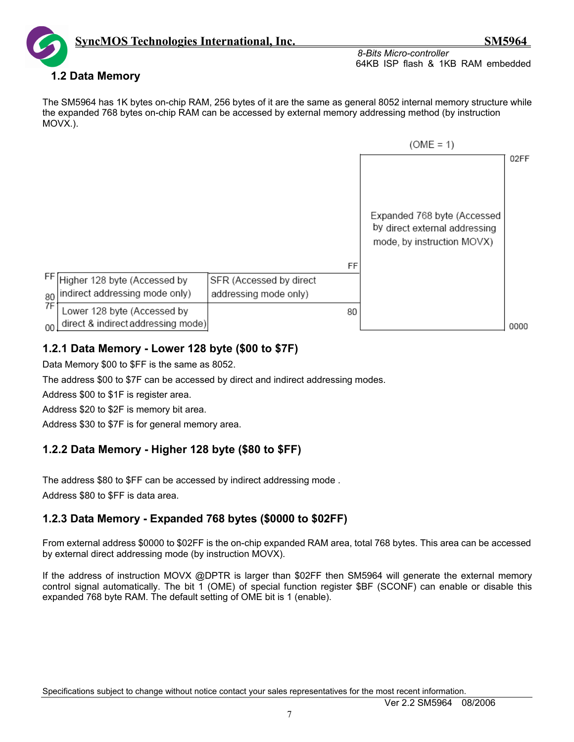## 1.2 Data Memory

The SM5964 has 1K bytes on-chip RAM, 256 bytes of it are the same as general 8052 internal memory structure while the expanded 768 bytes on-chip RAM can be accessed by external memory addressing method (by instruction MOVX.).

| Address | Internal RAM | Address | SFR | Address | (OME = 1) |
|---|---|---|---|---|---|
| FF – 80 | Higher 128 byte (Accessed by indirect addressing mode only) | FF – 80 | SFR (Accessed by direct addressing mode only) | 02FF – 0000 | Expanded 768 byte (Accessed by direct external addressing mode, by instruction MOVX) |
| 7F – 00 | Lower 128 byte (Accessed by direct & indirect addressing mode) | | | | |

### 1.2.1 Data Memory - Lower 128 byte ($00 to $7F)

Data Memory $00 to $FF is the same as 8052.

The address $00 to $7F can be accessed by direct and indirect addressing modes.

Address $00 to $1F is register area.

Address $20 to $2F is memory bit area.

Address $30 to $7F is for general memory area.

### 1.2.2 Data Memory - Higher 128 byte ($80 to $FF)

The address $80 to $FF can be accessed by indirect addressing mode .

Address $80 to $FF is data area.

### 1.2.3 Data Memory - Expanded 768 bytes ($0000 to $02FF)

From external address $0000 to $02FF is the on-chip expanded RAM area, total 768 bytes. This area can be accessed by external direct addressing mode (by instruction MOVX).

If the address of instruction MOVX @DPTR is larger than $02FF then SM5964 will generate the external memory control signal automatically. The bit 1 (OME) of special function register $BF (SCONF) can enable or disable this expanded 768 byte RAM. The default setting of OME bit is 1 (enable).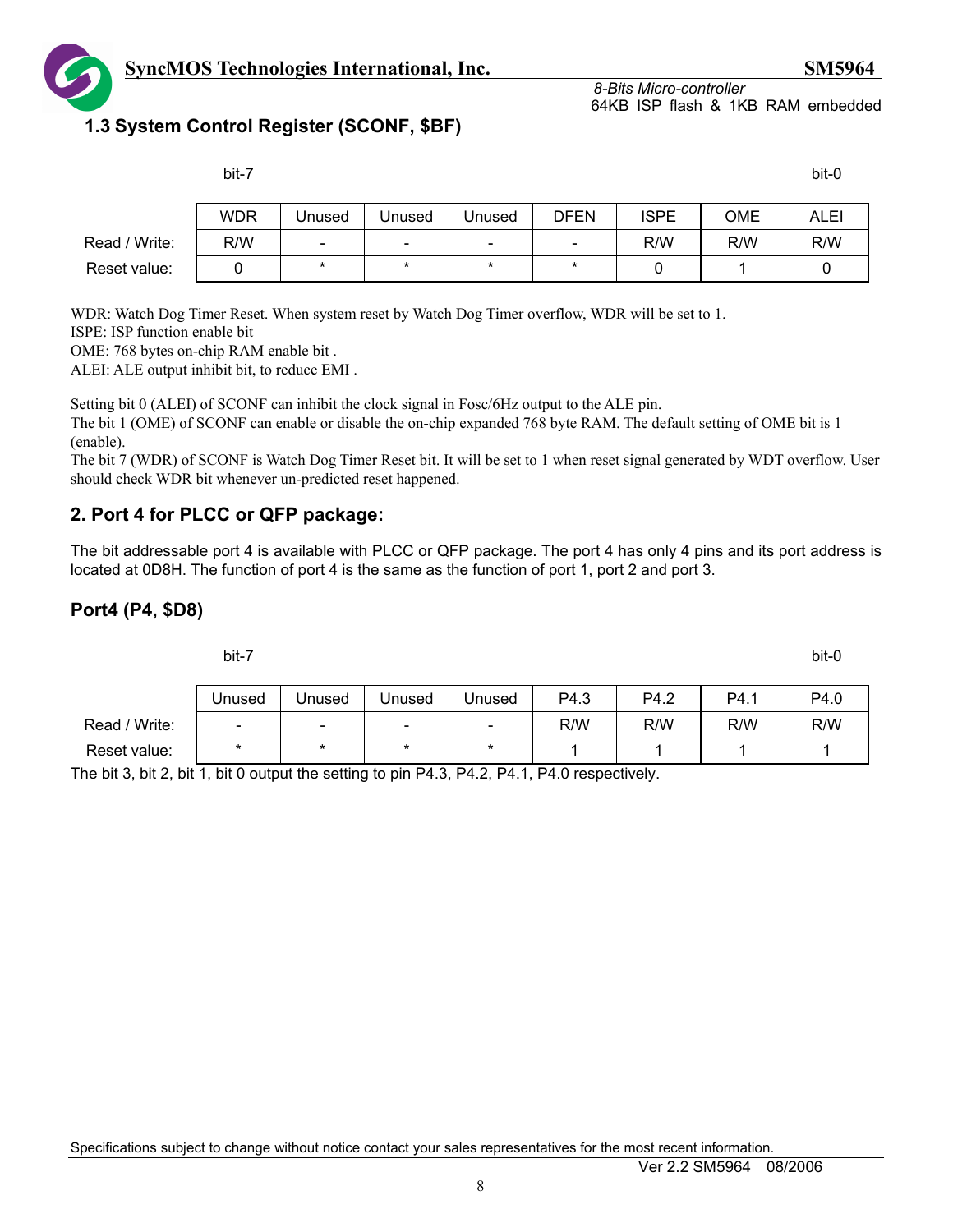### 1.3 System Control Register (SCONF, $BF)

| | bit-7 | | | | | | | bit-0 |
|---|---|---|---|---|---|---|---|---|
| | WDR | Unused | Unused | Unused | DFEN | ISPE | OME | ALEI |
| Read / Write: | R/W | - | - | - | - | R/W | R/W | R/W |
| Reset value: | 0 | * | * | * | * | 0 | 1 | 0 |

WDR: Watch Dog Timer Reset. When system reset by Watch Dog Timer overflow, WDR will be set to 1.
ISPE: ISP function enable bit
OME: 768 bytes on-chip RAM enable bit .
ALEI: ALE output inhibit bit, to reduce EMI .

Setting bit 0 (ALEI) of SCONF can inhibit the clock signal in Fosc/6Hz output to the ALE pin.
The bit 1 (OME) of SCONF can enable or disable the on-chip expanded 768 byte RAM. The default setting of OME bit is 1 (enable).
The bit 7 (WDR) of SCONF is Watch Dog Timer Reset bit. It will be set to 1 when reset signal generated by WDT overflow. User should check WDR bit whenever un-predicted reset happened.

## 2. Port 4 for PLCC or QFP package:

The bit addressable port 4 is available with PLCC or QFP package. The port 4 has only 4 pins and its port address is located at 0D8H. The function of port 4 is the same as the function of port 1, port 2 and port 3.

### Port4 (P4, $D8)

| | bit-7 | | | | | | | bit-0 |
|---|---|---|---|---|---|---|---|---|
| | Unused | Unused | Unused | Unused | P4.3 | P4.2 | P4.1 | P4.0 |
| Read / Write: | - | - | - | - | R/W | R/W | R/W | R/W |
| Reset value: | * | * | * | * | 1 | 1 | 1 | 1 |

The bit 3, bit 2, bit 1, bit 0 output the setting to pin P4.3, P4.2, P4.1, P4.0 respectively.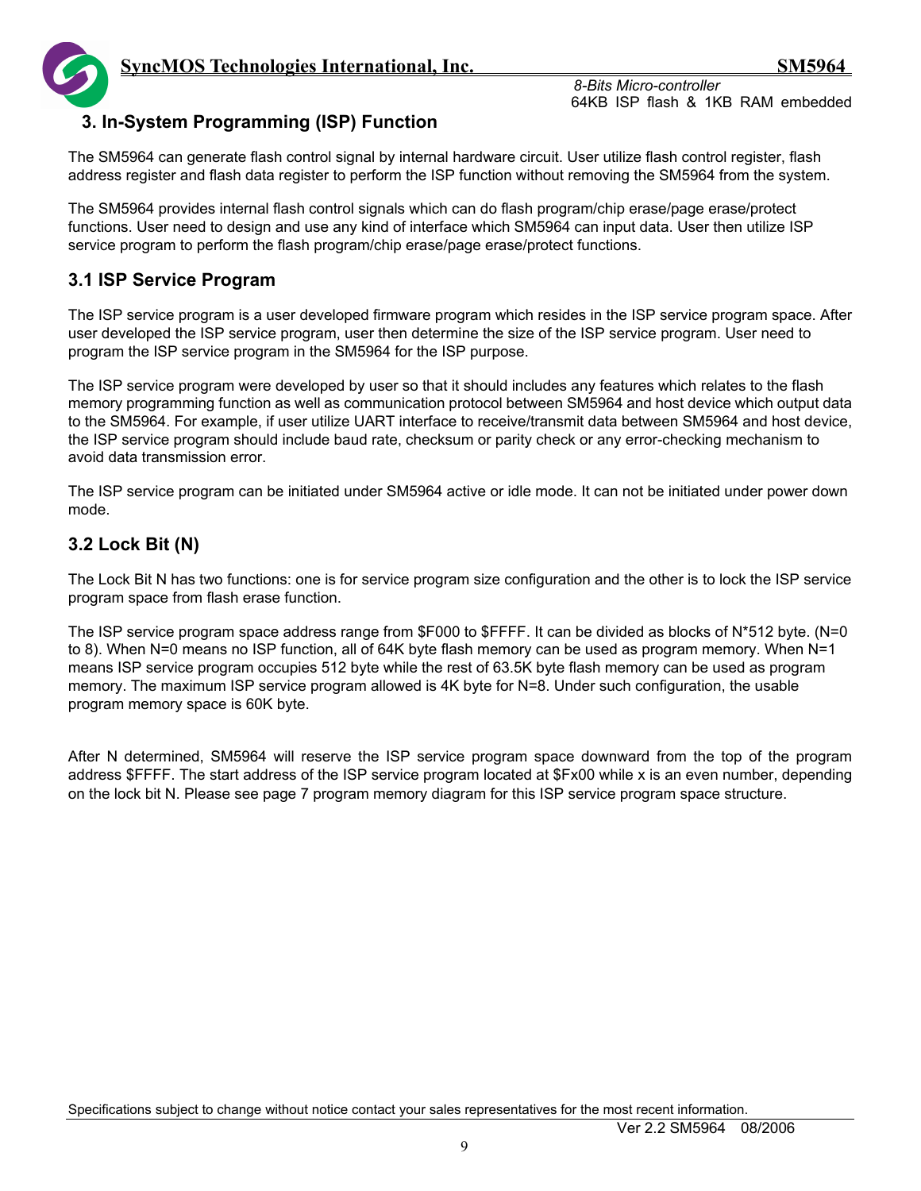## 3. In-System Programming (ISP) Function

The SM5964 can generate flash control signal by internal hardware circuit. User utilize flash control register, flash address register and flash data register to perform the ISP function without removing the SM5964 from the system.

The SM5964 provides internal flash control signals which can do flash program/chip erase/page erase/protect functions. User need to design and use any kind of interface which SM5964 can input data. User then utilize ISP service program to perform the flash program/chip erase/page erase/protect functions.

### 3.1 ISP Service Program

The ISP service program is a user developed firmware program which resides in the ISP service program space. After user developed the ISP service program, user then determine the size of the ISP service program. User need to program the ISP service program in the SM5964 for the ISP purpose.

The ISP service program were developed by user so that it should includes any features which relates to the flash memory programming function as well as communication protocol between SM5964 and host device which output data to the SM5964. For example, if user utilize UART interface to receive/transmit data between SM5964 and host device, the ISP service program should include baud rate, checksum or parity check or any error-checking mechanism to avoid data transmission error.

The ISP service program can be initiated under SM5964 active or idle mode. It can not be initiated under power down mode.

### 3.2 Lock Bit (N)

The Lock Bit N has two functions: one is for service program size configuration and the other is to lock the ISP service program space from flash erase function.

The ISP service program space address range from $F000 to $FFFF. It can be divided as blocks of N*512 byte. (N=0 to 8). When N=0 means no ISP function, all of 64K byte flash memory can be used as program memory. When N=1 means ISP service program occupies 512 byte while the rest of 63.5K byte flash memory can be used as program memory. The maximum ISP service program allowed is 4K byte for N=8. Under such configuration, the usable program memory space is 60K byte.

After N determined, SM5964 will reserve the ISP service program space downward from the top of the program address $FFFF. The start address of the ISP service program located at $Fx00 while x is an even number, depending on the lock bit N. Please see page 7 program memory diagram for this ISP service program space structure.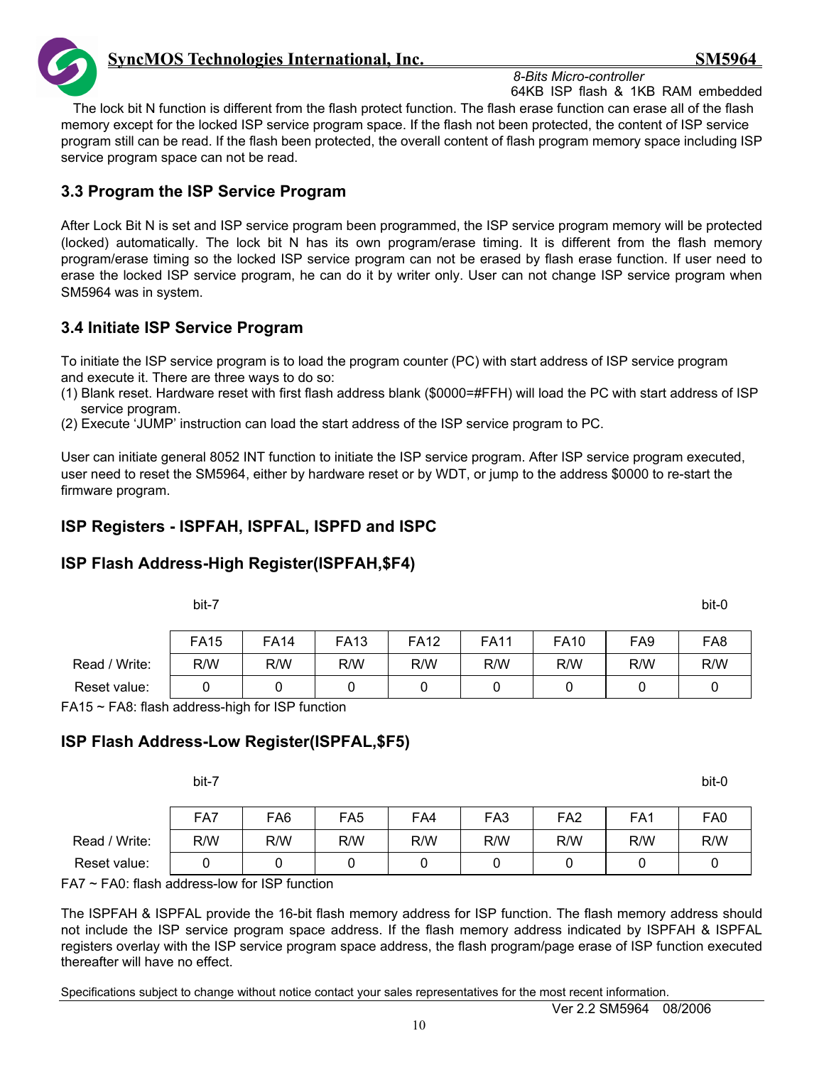The lock bit N function is different from the flash protect function. The flash erase function can erase all of the flash memory except for the locked ISP service program space. If the flash not been protected, the content of ISP service program still can be read. If the flash been protected, the overall content of flash program memory space including ISP service program space can not be read.

### 3.3 Program the ISP Service Program

After Lock Bit N is set and ISP service program been programmed, the ISP service program memory will be protected (locked) automatically. The lock bit N has its own program/erase timing. It is different from the flash memory program/erase timing so the locked ISP service program can not be erased by flash erase function. If user need to erase the locked ISP service program, he can do it by writer only. User can not change ISP service program when SM5964 was in system.

### 3.4 Initiate ISP Service Program

To initiate the ISP service program is to load the program counter (PC) with start address of ISP service program and execute it. There are three ways to do so:

(1) Blank reset. Hardware reset with first flash address blank ($0000=#FFH) will load the PC with start address of ISP service program.

(2) Execute 'JUMP' instruction can load the start address of the ISP service program to PC.

User can initiate general 8052 INT function to initiate the ISP service program. After ISP service program executed, user need to reset the SM5964, either by hardware reset or by WDT, or jump to the address $0000 to re-start the firmware program.

### ISP Registers - ISPFAH, ISPFAL, ISPFD and ISPC

### ISP Flash Address-High Register(ISPFAH,$F4)

| | bit-7 | | | | | | | bit-0 |
|---|---|---|---|---|---|---|---|---|
| | FA15 | FA14 | FA13 | FA12 | FA11 | FA10 | FA9 | FA8 |
| Read / Write: | R/W | R/W | R/W | R/W | R/W | R/W | R/W | R/W |
| Reset value: | 0 | 0 | 0 | 0 | 0 | 0 | 0 | 0 |

FA15 ~ FA8: flash address-high for ISP function

### ISP Flash Address-Low Register(ISPFAL,$F5)

| | bit-7 | | | | | | | bit-0 |
|---|---|---|---|---|---|---|---|---|
| | FA7 | FA6 | FA5 | FA4 | FA3 | FA2 | FA1 | FA0 |
| Read / Write: | R/W | R/W | R/W | R/W | R/W | R/W | R/W | R/W |
| Reset value: | 0 | 0 | 0 | 0 | 0 | 0 | 0 | 0 |

FA7 ~ FA0: flash address-low for ISP function

The ISPFAH & ISPFAL provide the 16-bit flash memory address for ISP function. The flash memory address should not include the ISP service program space address. If the flash memory address indicated by ISPFAH & ISPFAL registers overlay with the ISP service program space address, the flash program/page erase of ISP function executed thereafter will have no effect.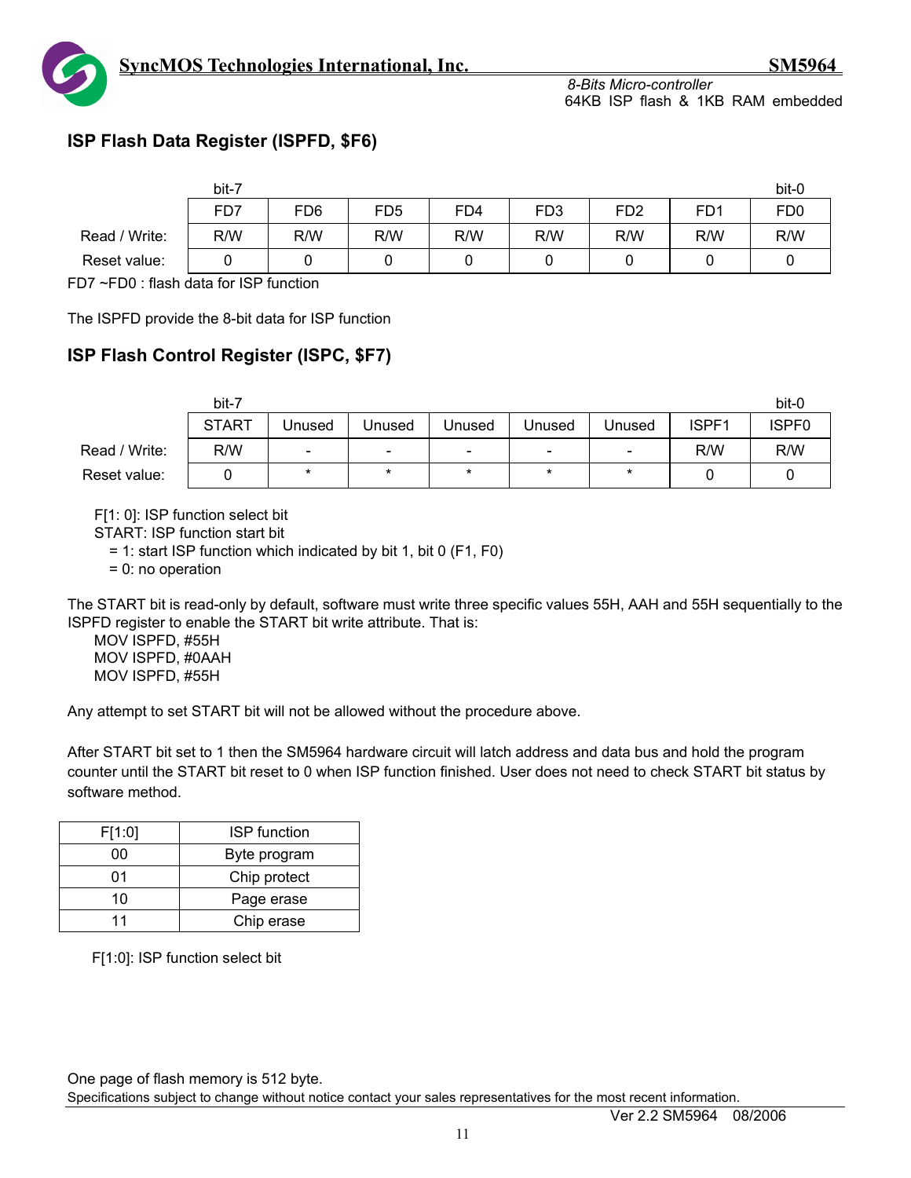## ISP Flash Data Register (ISPFD, $F6)

| | bit-7 | | | | | | | bit-0 |
|---|---|---|---|---|---|---|---|---|
| | FD7 | FD6 | FD5 | FD4 | FD3 | FD2 | FD1 | FD0 |
| Read / Write: | R/W | R/W | R/W | R/W | R/W | R/W | R/W | R/W |
| Reset value: | 0 | 0 | 0 | 0 | 0 | 0 | 0 | 0 |

FD7 ~FD0 : flash data for ISP function

The ISPFD provide the 8-bit data for ISP function

## ISP Flash Control Register (ISPC, $F7)

| | bit-7 | | | | | | | bit-0 |
|---|---|---|---|---|---|---|---|---|
| | START | Unused | Unused | Unused | Unused | Unused | ISPF1 | ISPF0 |
| Read / Write: | R/W | - | - | - | - | - | R/W | R/W |
| Reset value: | 0 | * | * | * | * | * | 0 | 0 |

F[1: 0]: ISP function select bit
START: ISP function start bit
= 1: start ISP function which indicated by bit 1, bit 0 (F1, F0)
= 0: no operation

The START bit is read-only by default, software must write three specific values 55H, AAH and 55H sequentially to the ISPFD register to enable the START bit write attribute. That is:

```
MOV ISPFD, #55H
MOV ISPFD, #0AAH
MOV ISPFD, #55H
```

Any attempt to set START bit will not be allowed without the procedure above.

After START bit set to 1 then the SM5964 hardware circuit will latch address and data bus and hold the program counter until the START bit reset to 0 when ISP function finished. User does not need to check START bit status by software method.

| F[1:0] | ISP function |
|---|---|
| 00 | Byte program |
| 01 | Chip protect |
| 10 | Page erase |
| 11 | Chip erase |

F[1:0]: ISP function select bit

One page of flash memory is 512 byte.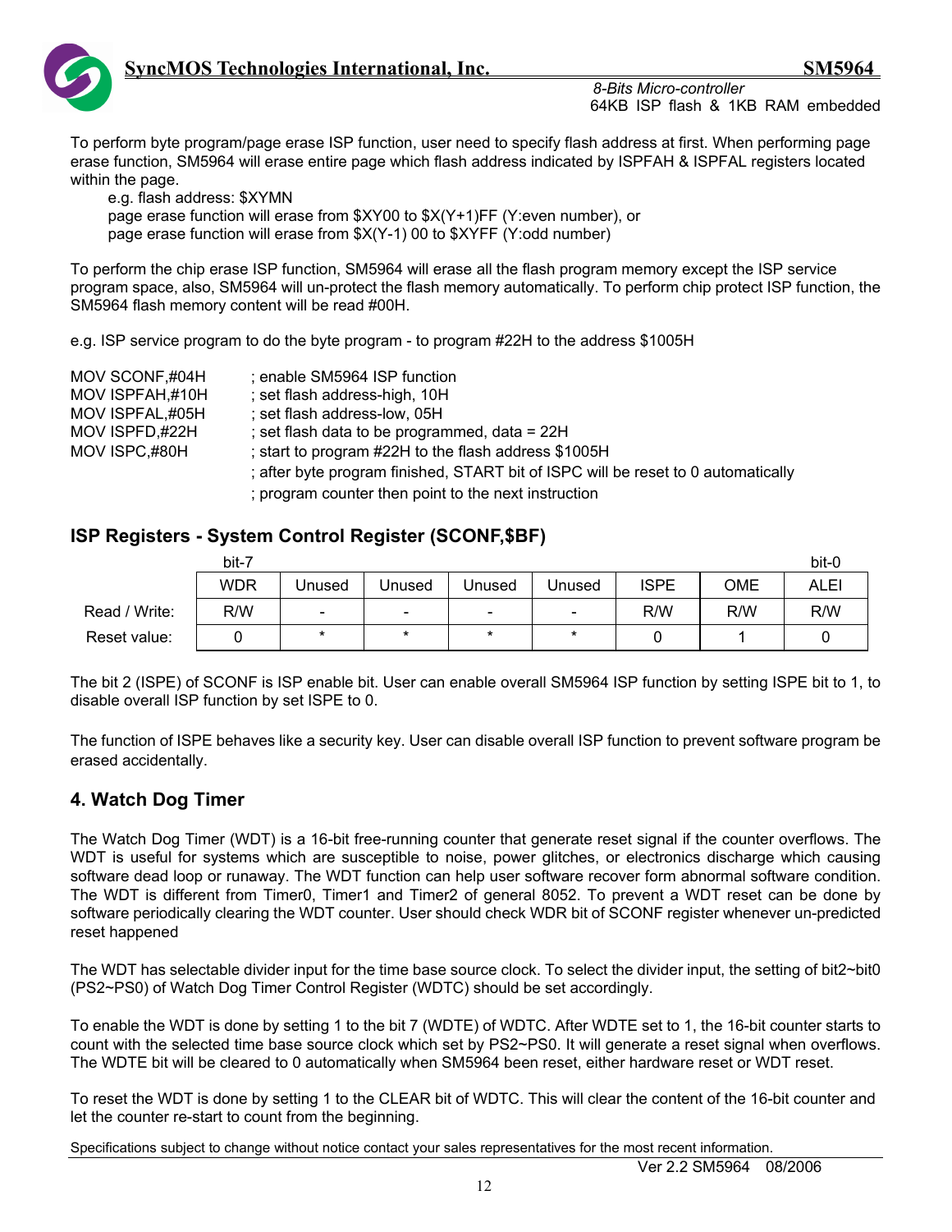To perform byte program/page erase ISP function, user need to specify flash address at first. When performing page erase function, SM5964 will erase entire page which flash address indicated by ISPFAH & ISPFAL registers located within the page.

e.g. flash address: $XYMN

page erase function will erase from $XY00 to $X(Y+1)FF (Y:even number), or

page erase function will erase from $X(Y-1) 00 to $XYFF (Y:odd number)

To perform the chip erase ISP function, SM5964 will erase all the flash program memory except the ISP service program space, also, SM5964 will un-protect the flash memory automatically. To perform chip protect ISP function, the SM5964 flash memory content will be read #00H.

e.g. ISP service program to do the byte program - to program #22H to the address $1005H

```
MOV SCONF,#04H      ; enable SM5964 ISP function
MOV ISPFAH,#10H     ; set flash address-high, 10H
MOV ISPFAL,#05H     ; set flash address-low, 05H
MOV ISPFD,#22H      ; set flash data to be programmed, data = 22H
MOV ISPC,#80H       ; start to program #22H to the flash address $1005H
                    ; after byte program finished, START bit of ISPC will be reset to 0 automatically
                    ; program counter then point to the next instruction
```

## ISP Registers - System Control Register (SCONF,$BF)

| | bit-7 | | | | | | | bit-0 |
|---|---|---|---|---|---|---|---|---|
| | WDR | Unused | Unused | Unused | Unused | ISPE | OME | ALEI |
| Read / Write: | R/W | - | - | - | - | R/W | R/W | R/W |
| Reset value: | 0 | * | * | * | * | 0 | 1 | 0 |

The bit 2 (ISPE) of SCONF is ISP enable bit. User can enable overall SM5964 ISP function by setting ISPE bit to 1, to disable overall ISP function by set ISPE to 0.

The function of ISPE behaves like a security key. User can disable overall ISP function to prevent software program be erased accidentally.

## 4. Watch Dog Timer

The Watch Dog Timer (WDT) is a 16-bit free-running counter that generate reset signal if the counter overflows. The WDT is useful for systems which are susceptible to noise, power glitches, or electronics discharge which causing software dead loop or runaway. The WDT function can help user software recover form abnormal software condition. The WDT is different from Timer0, Timer1 and Timer2 of general 8052. To prevent a WDT reset can be done by software periodically clearing the WDT counter. User should check WDR bit of SCONF register whenever un-predicted reset happened

The WDT has selectable divider input for the time base source clock. To select the divider input, the setting of bit2~bit0 (PS2~PS0) of Watch Dog Timer Control Register (WDTC) should be set accordingly.

To enable the WDT is done by setting 1 to the bit 7 (WDTE) of WDTC. After WDTE set to 1, the 16-bit counter starts to count with the selected time base source clock which set by PS2~PS0. It will generate a reset signal when overflows. The WDTE bit will be cleared to 0 automatically when SM5964 been reset, either hardware reset or WDT reset.

To reset the WDT is done by setting 1 to the CLEAR bit of WDTC. This will clear the content of the 16-bit counter and let the counter re-start to count from the beginning.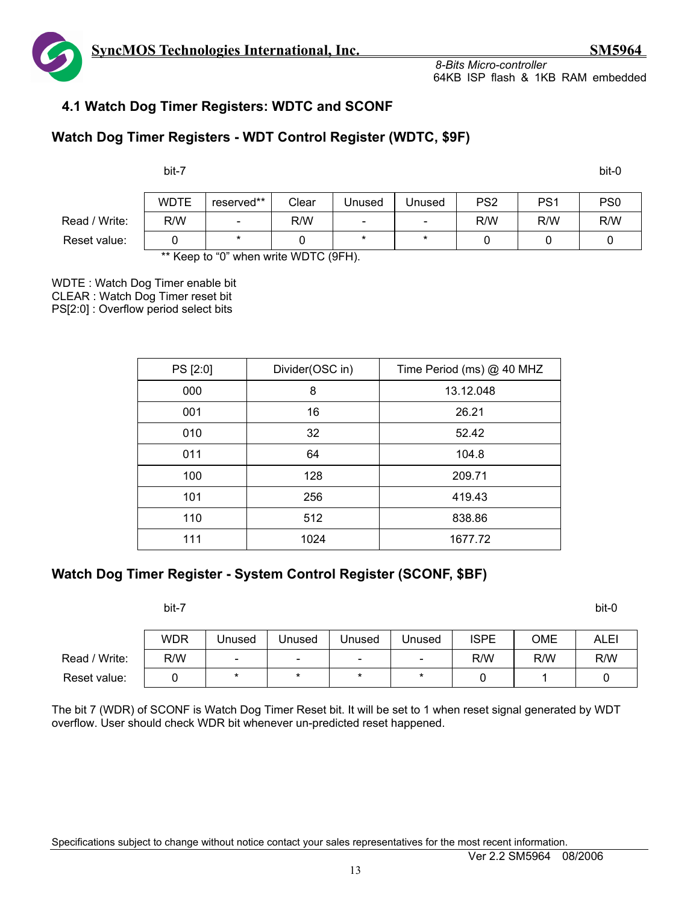## 4.1 Watch Dog Timer Registers: WDTC and SCONF

### Watch Dog Timer Registers - WDT Control Register (WDTC, $9F)

| | bit-7 | | | | | | | bit-0 |
|---|---|---|---|---|---|---|---|---|
| | WDTE | reserved** | Clear | Unused | Unused | PS2 | PS1 | PS0 |
| Read / Write: | R/W | - | R/W | - | - | R/W | R/W | R/W |
| Reset value: | 0 | * | 0 | * | * | 0 | 0 | 0 |

** Keep to "0" when write WDTC (9FH).

WDTE : Watch Dog Timer enable bit
CLEAR : Watch Dog Timer reset bit
PS[2:0] : Overflow period select bits

| PS [2:0] | Divider(OSC in) | Time Period (ms) @ 40 MHZ |
|---|---|---|
| 000 | 8 | 13.12.048 |
| 001 | 16 | 26.21 |
| 010 | 32 | 52.42 |
| 011 | 64 | 104.8 |
| 100 | 128 | 209.71 |
| 101 | 256 | 419.43 |
| 110 | 512 | 838.86 |
| 111 | 1024 | 1677.72 |

### Watch Dog Timer Register - System Control Register (SCONF, $BF)

| | bit-7 | | | | | | | bit-0 |
|---|---|---|---|---|---|---|---|---|
| | WDR | Unused | Unused | Unused | Unused | ISPE | OME | ALEI |
| Read / Write: | R/W | - | - | - | - | R/W | R/W | R/W |
| Reset value: | 0 | * | * | * | * | 0 | 1 | 0 |

The bit 7 (WDR) of SCONF is Watch Dog Timer Reset bit. It will be set to 1 when reset signal generated by WDT overflow. User should check WDR bit whenever un-predicted reset happened.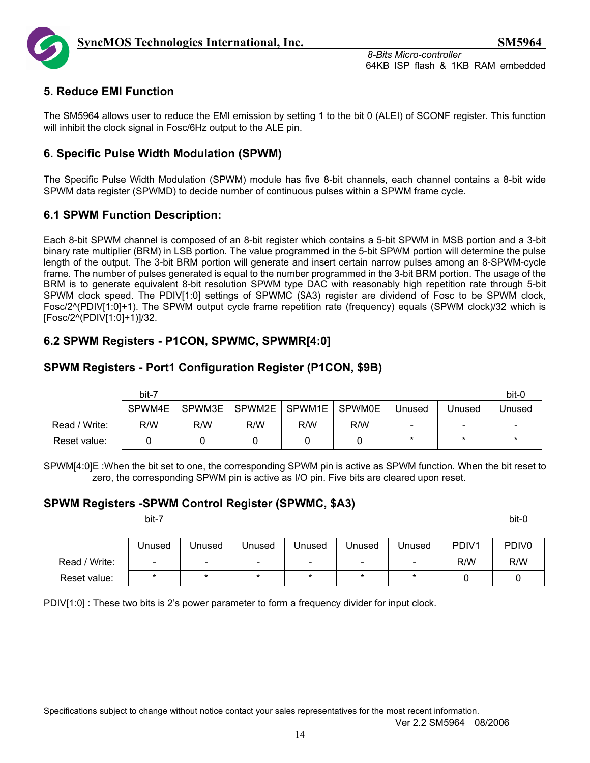## 5. Reduce EMI Function

The SM5964 allows user to reduce the EMI emission by setting 1 to the bit 0 (ALEI) of SCONF register. This function will inhibit the clock signal in Fosc/6Hz output to the ALE pin.

## 6. Specific Pulse Width Modulation (SPWM)

The Specific Pulse Width Modulation (SPWM) module has five 8-bit channels, each channel contains a 8-bit wide SPWM data register (SPWMD) to decide number of continuous pulses within a SPWM frame cycle.

### 6.1 SPWM Function Description:

Each 8-bit SPWM channel is composed of an 8-bit register which contains a 5-bit SPWM in MSB portion and a 3-bit binary rate multiplier (BRM) in LSB portion. The value programmed in the 5-bit SPWM portion will determine the pulse length of the output. The 3-bit BRM portion will generate and insert certain narrow pulses among an 8-SPWM-cycle frame. The number of pulses generated is equal to the number programmed in the 3-bit BRM portion. The usage of the BRM is to generate equivalent 8-bit resolution SPWM type DAC with reasonably high repetition rate through 5-bit SPWM clock speed. The PDIV[1:0] settings of SPWMC ($A3) register are dividend of Fosc to be SPWM clock, Fosc/2^(PDIV[1:0]+1). The SPWM output cycle frame repetition rate (frequency) equals (SPWM clock)/32 which is [Fosc/2^(PDIV[1:0]+1)]/32.

### 6.2 SPWM Registers - P1CON, SPWMC, SPWMR[4:0]

### SPWM Registers - Port1 Configuration Register (P1CON, $9B)

| | bit-7 | | | | | | | bit-0 |
|---|---|---|---|---|---|---|---|---|
| | SPWM4E | SPWM3E | SPWM2E | SPWM1E | SPWM0E | Unused | Unused | Unused |
| Read / Write: | R/W | R/W | R/W | R/W | R/W | - | - | - |
| Reset value: | 0 | 0 | 0 | 0 | 0 | * | * | * |

SPWM[4:0]E :When the bit set to one, the corresponding SPWM pin is active as SPWM function. When the bit reset to zero, the corresponding SPWM pin is active as I/O pin. Five bits are cleared upon reset.

### SPWM Registers -SPWM Control Register (SPWMC, $A3)

| | bit-7 | | | | | | | bit-0 |
|---|---|---|---|---|---|---|---|---|
| | Unused | Unused | Unused | Unused | Unused | Unused | PDIV1 | PDIV0 |
| Read / Write: | - | - | - | - | - | - | R/W | R/W |
| Reset value: | * | * | * | * | * | * | 0 | 0 |

PDIV[1:0] : These two bits is 2's power parameter to form a frequency divider for input clock.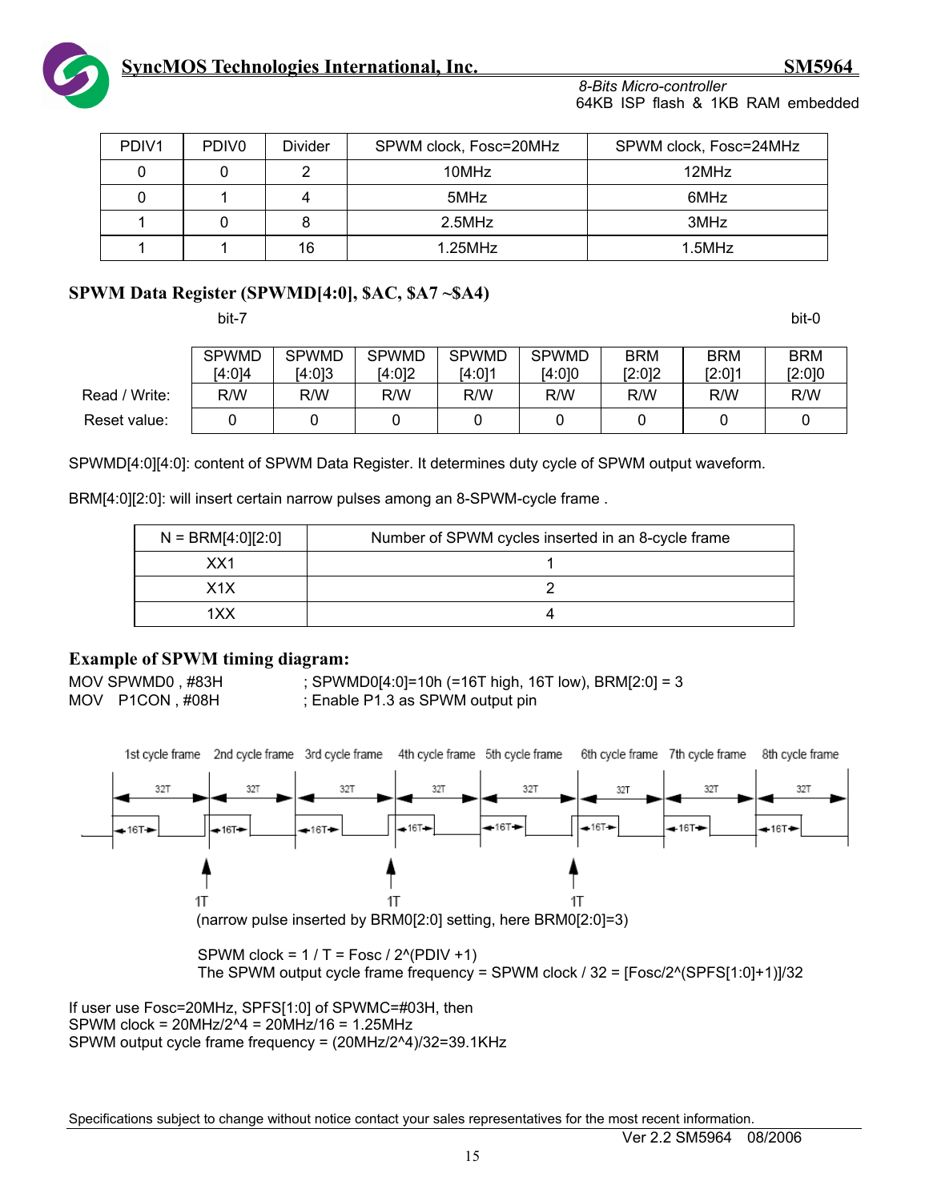| PDIV1 | PDIV0 | Divider | SPWM clock, Fosc=20MHz | SPWM clock, Fosc=24MHz |
|---|---|---|---|---|
| 0 | 0 | 2 | 10MHz | 12MHz |
| 0 | 1 | 4 | 5MHz | 6MHz |
| 1 | 0 | 8 | 2.5MHz | 3MHz |
| 1 | 1 | 16 | 1.25MHz | 1.5MHz |

### SPWM Data Register (SPWMD[4:0], $AC, $A7 ~$A4)

bit-7 ... bit-0

| | SPWMD [4:0]4 | SPWMD [4:0]3 | SPWMD [4:0]2 | SPWMD [4:0]1 | SPWMD [4:0]0 | BRM [2:0]2 | BRM [2:0]1 | BRM [2:0]0 |
|---|---|---|---|---|---|---|---|---|
| Read / Write: | R/W | R/W | R/W | R/W | R/W | R/W | R/W | R/W |
| Reset value: | 0 | 0 | 0 | 0 | 0 | 0 | 0 | 0 |

SPWMD[4:0][4:0]: content of SPWM Data Register. It determines duty cycle of SPWM output waveform.

BRM[4:0][2:0]: will insert certain narrow pulses among an 8-SPWM-cycle frame .

| N = BRM[4:0][2:0] | Number of SPWM cycles inserted in an 8-cycle frame |
|---|---|
| XX1 | 1 |
| X1X | 2 |
| 1XX | 4 |

### Example of SPWM timing diagram:

```
MOV SPWMD0 , #83H      ; SPWMD0[4:0]=10h (=16T high, 16T low), BRM[2:0] = 3
MOV   P1CON , #08H     ; Enable P1.3 as SPWM output pin
```

1st cycle frame, 2nd cycle frame, 3rd cycle frame, 4th cycle frame, 5th cycle frame, 6th cycle frame, 7th cycle frame, 8th cycle frame (each 32T, 16T high)

1T 1T 1T

(narrow pulse inserted by BRM0[2:0] setting, here BRM0[2:0]=3)

SPWM clock = 1 / T = Fosc / 2^(PDIV +1)
The SPWM output cycle frame frequency = SPWM clock / 32 = [Fosc/2^(SPFS[1:0]+1)]/32

If user use Fosc=20MHz, SPFS[1:0] of SPWMC=#03H, then
SPWM clock = 20MHz/2^4 = 20MHz/16 = 1.25MHz
SPWM output cycle frame frequency = (20MHz/2^4)/32=39.1KHz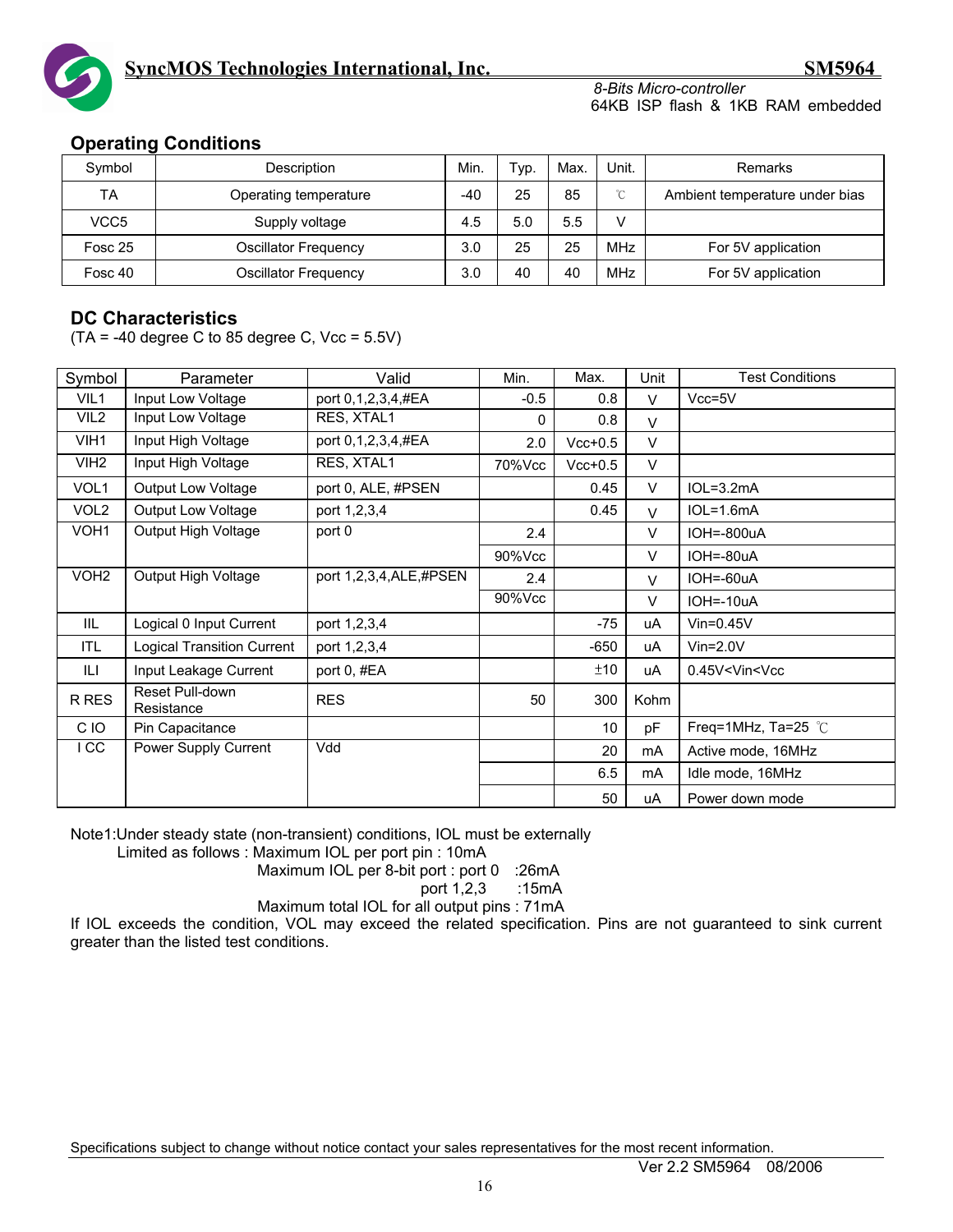## Operating Conditions

| Symbol | Description | Min. | Typ. | Max. | Unit. | Remarks |
|---|---|---|---|---|---|---|
| TA | Operating temperature | -40 | 25 | 85 | ℃ | Ambient temperature under bias |
| VCC5 | Supply voltage | 4.5 | 5.0 | 5.5 | V | |
| Fosc 25 | Oscillator Frequency | 3.0 | 25 | 25 | MHz | For 5V application |
| Fosc 40 | Oscillator Frequency | 3.0 | 40 | 40 | MHz | For 5V application |

## DC Characteristics

(TA = -40 degree C to 85 degree C, Vcc = 5.5V)

| Symbol | Parameter | Valid | Min. | Max. | Unit | Test Conditions |
|---|---|---|---|---|---|---|
| VIL1 | Input Low Voltage | port 0,1,2,3,4,#EA | -0.5 | 0.8 | V | Vcc=5V |
| VIL2 | Input Low Voltage | RES, XTAL1 | 0 | 0.8 | V | |
| VIH1 | Input High Voltage | port 0,1,2,3,4,#EA | 2.0 | Vcc+0.5 | V | |
| VIH2 | Input High Voltage | RES, XTAL1 | 70%Vcc | Vcc+0.5 | V | |
| VOL1 | Output Low Voltage | port 0, ALE, #PSEN | | 0.45 | V | IOL=3.2mA |
| VOL2 | Output Low Voltage | port 1,2,3,4 | | 0.45 | V | IOL=1.6mA |
| VOH1 | Output High Voltage | port 0 | 2.4 | | V | IOH=-800uA |
| | | | 90%Vcc | | V | IOH=-80uA |
| VOH2 | Output High Voltage | port 1,2,3,4,ALE,#PSEN | 2.4 | | V | IOH=-60uA |
| | | | 90%Vcc | | V | IOH=-10uA |
| IIL | Logical 0 Input Current | port 1,2,3,4 | | -75 | uA | Vin=0.45V |
| ITL | Logical Transition Current | port 1,2,3,4 | | -650 | uA | Vin=2.0V |
| ILI | Input Leakage Current | port 0, #EA | | ±10 | uA | 0.45V<Vin<Vcc |
| R RES | Reset Pull-down Resistance | RES | 50 | 300 | Kohm | |
| C IO | Pin Capacitance | | | 10 | pF | Freq=1MHz, Ta=25 ℃ |
| I CC | Power Supply Current | Vdd | | 20 | mA | Active mode, 16MHz |
| | | | | 6.5 | mA | Idle mode, 16MHz |
| | | | | 50 | uA | Power down mode |

Note1:Under steady state (non-transient) conditions, IOL must be externally
Limited as follows : Maximum IOL per port pin : 10mA
Maximum IOL per 8-bit port : port 0 :26mA
port 1,2,3 :15mA
Maximum total IOL for all output pins : 71mA

If IOL exceeds the condition, VOL may exceed the related specification. Pins are not guaranteed to sink current greater than the listed test conditions.

Specifications subject to change without notice contact your sales representatives for the most recent information.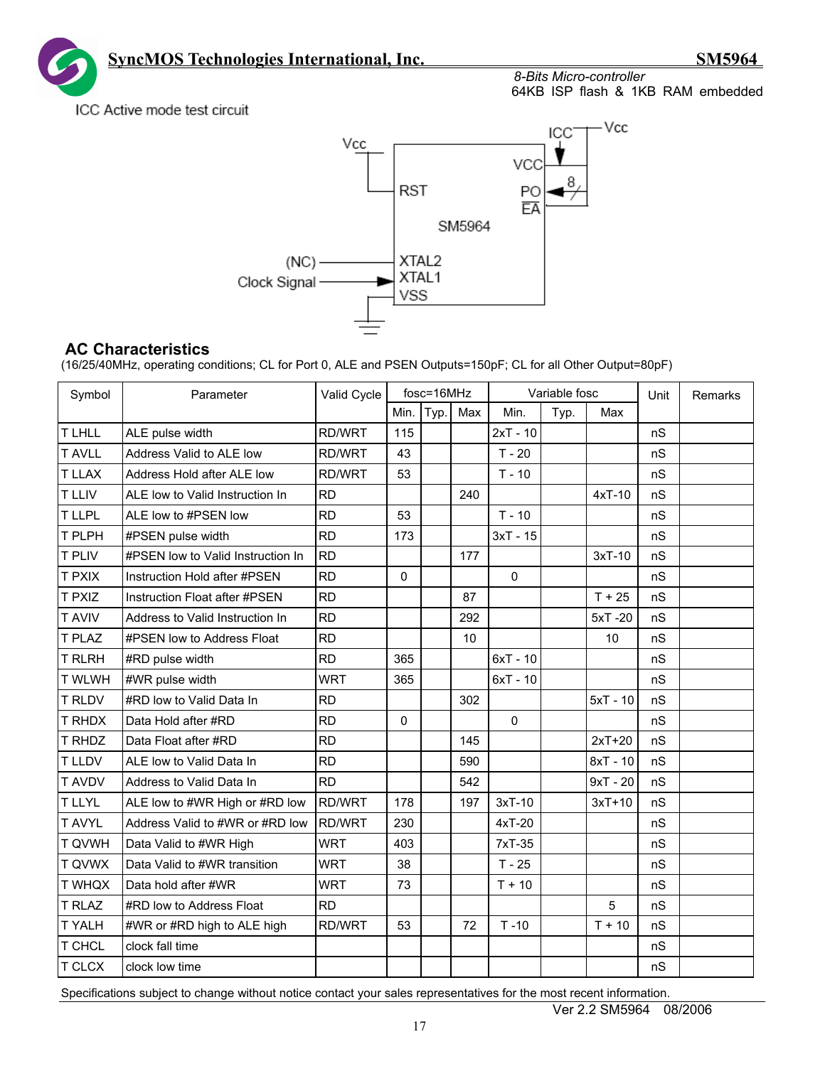ICC Active mode test circuit

## AC Characteristics

(16/25/40MHz, operating conditions; CL for Port 0, ALE and PSEN Outputs=150pF; CL for all Other Output=80pF)

| Symbol | Parameter | Valid Cycle | fosc=16MHz | | | Variable fosc | | | Unit | Remarks |
|---|---|---|---|---|---|---|---|---|---|---|
| | | | Min. | Typ. | Max | Min. | Typ. | Max | | |
| T LHLL | ALE pulse width | RD/WRT | 115 | | | 2xT - 10 | | | nS | |
| T AVLL | Address Valid to ALE low | RD/WRT | 43 | | | T - 20 | | | nS | |
| T LLAX | Address Hold after ALE low | RD/WRT | 53 | | | T - 10 | | | nS | |
| T LLIV | ALE low to Valid Instruction In | RD | | | 240 | | | 4xT-10 | nS | |
| T LLPL | ALE low to #PSEN low | RD | 53 | | | T - 10 | | | nS | |
| T PLPH | #PSEN pulse width | RD | 173 | | | 3xT - 15 | | | nS | |
| T PLIV | #PSEN low to Valid Instruction In | RD | | | 177 | | | 3xT-10 | nS | |
| T PXIX | Instruction Hold after #PSEN | RD | 0 | | | 0 | | | nS | |
| T PXIZ | Instruction Float after #PSEN | RD | | | 87 | | | T + 25 | nS | |
| T AVIV | Address to Valid Instruction In | RD | | | 292 | | | 5xT -20 | nS | |
| T PLAZ | #PSEN low to Address Float | RD | | | 10 | | | 10 | nS | |
| T RLRH | #RD pulse width | RD | 365 | | | 6xT - 10 | | | nS | |
| T WLWH | #WR pulse width | WRT | 365 | | | 6xT - 10 | | | nS | |
| T RLDV | #RD low to Valid Data In | RD | | | 302 | | | 5xT - 10 | nS | |
| T RHDX | Data Hold after #RD | RD | 0 | | | 0 | | | nS | |
| T RHDZ | Data Float after #RD | RD | | | 145 | | | 2xT+20 | nS | |
| T LLDV | ALE low to Valid Data In | RD | | | 590 | | | 8xT - 10 | nS | |
| T AVDV | Address to Valid Data In | RD | | | 542 | | | 9xT - 20 | nS | |
| T LLYL | ALE low to #WR High or #RD low | RD/WRT | 178 | | 197 | 3xT-10 | | 3xT+10 | nS | |
| T AVYL | Address Valid to #WR or #RD low | RD/WRT | 230 | | | 4xT-20 | | | nS | |
| T QVWH | Data Valid to #WR High | WRT | 403 | | | 7xT-35 | | | nS | |
| T QVWX | Data Valid to #WR transition | WRT | 38 | | | T - 25 | | | nS | |
| T WHQX | Data hold after #WR | WRT | 73 | | | T + 10 | | | nS | |
| T RLAZ | #RD low to Address Float | RD | | | | | | 5 | nS | |
| T YALH | #WR or #RD high to ALE high | RD/WRT | 53 | | 72 | T -10 | | T + 10 | nS | |
| T CHCL | clock fall time | | | | | | | | nS | |
| T CLCX | clock low time | | | | | | | | nS | |

Specifications subject to change without notice contact your sales representatives for the most recent information.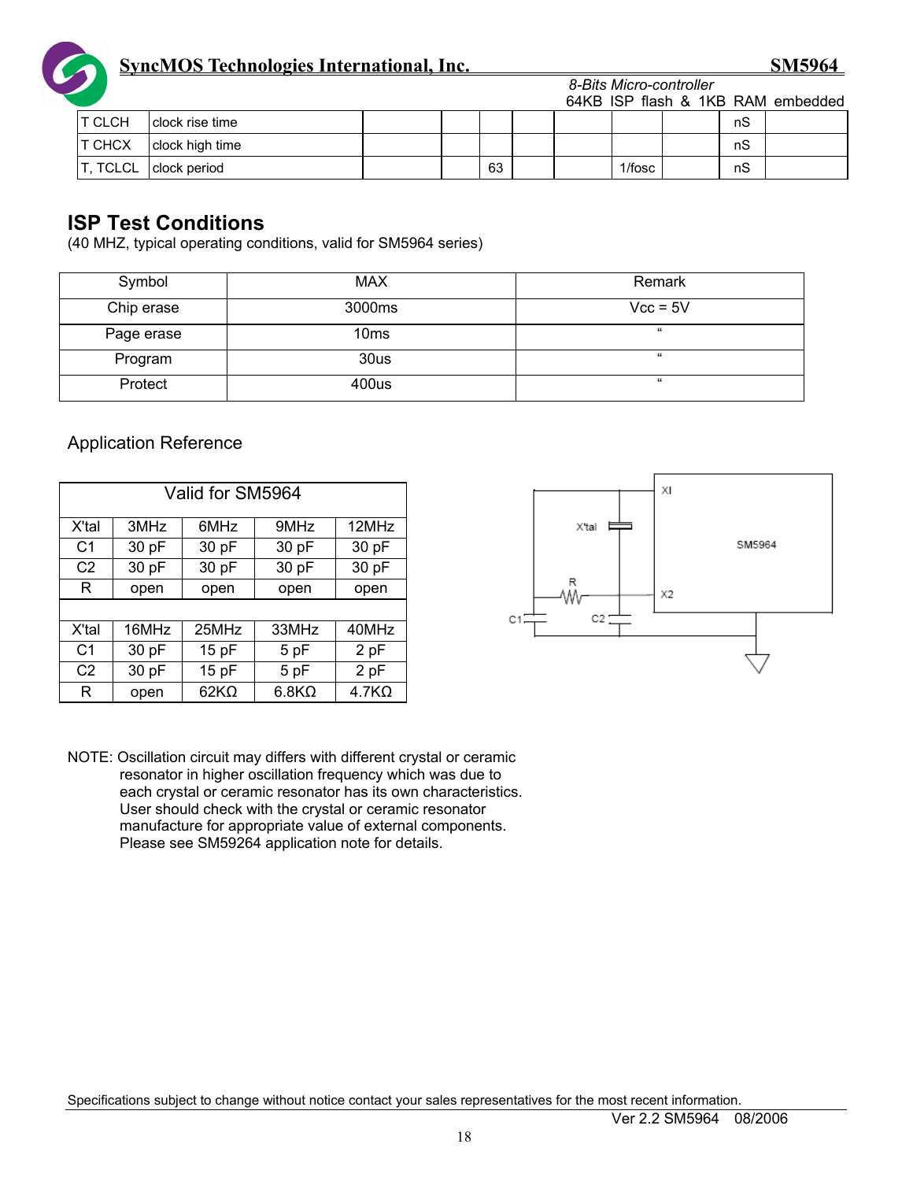| T CLCH | clock rise time | | | | | | | | nS | |
|---|---|---|---|---|---|---|---|---|---|---|
| T CHCX | clock high time | | | | | | | | nS | |
| T, TCLCL | clock period | | | 63 | | | 1/fosc | | nS | |

## ISP Test Conditions

(40 MHZ, typical operating conditions, valid for SM5964 series)

| Symbol | MAX | Remark |
|---|---|---|
| Chip erase | 3000ms | Vcc = 5V |
| Page erase | 10ms | " |
| Program | 30us | " |
| Protect | 400us | " |

Application Reference

| Valid for SM5964 | | | | |
|---|---|---|---|---|
| X'tal | 3MHz | 6MHz | 9MHz | 12MHz |
| C1 | 30 pF | 30 pF | 30 pF | 30 pF |
| C2 | 30 pF | 30 pF | 30 pF | 30 pF |
| R | open | open | open | open |
| | | | | |
| X'tal | 16MHz | 25MHz | 33MHz | 40MHz |
| C1 | 30 pF | 15 pF | 5 pF | 2 pF |
| C2 | 30 pF | 15 pF | 5 pF | 2 pF |
| R | open | 62KΩ | 6.8KΩ | 4.7KΩ |

NOTE: Oscillation circuit may differs with different crystal or ceramic resonator in higher oscillation frequency which was due to each crystal or ceramic resonator has its own characteristics. User should check with the crystal or ceramic resonator manufacture for appropriate value of external components. Please see SM59264 application note for details.

Specifications subject to change without notice contact your sales representatives for the most recent information.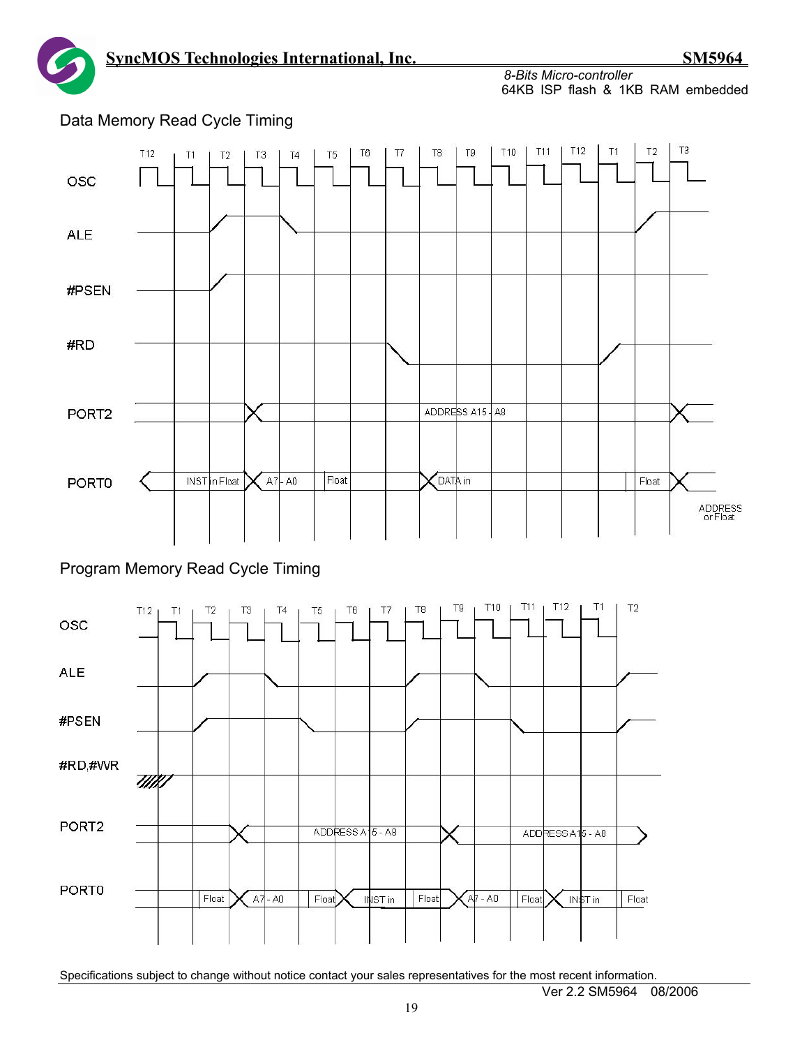## Data Memory Read Cycle Timing

T12 T1 T2 T3 T4 T5 T6 T7 T8 T9 T10 T11 T12 T1 T2 T3

OSC

ALE

#PSEN

#RD

PORT2 — ADDRESS A15 - A8

PORT0 — INST in Float | A7 - A0 | Float | DATA in | Float | ADDRESS or Float

## Program Memory Read Cycle Timing

T12 T1 T2 T3 T4 T5 T6 T7 T8 T9 T10 T11 T12 T1 T2

OSC

ALE

#PSEN

#RD,#WR

PORT2 — ADDRESS A15 - A8 | ADDRESS A15 - A8

PORT0 — Float | A7 - A0 | Float | INST in | Float | A7 - A0 | Float | INST in | Float

Specifications subject to change without notice contact your sales representatives for the most recent information.

Ver 2.2 SM5964 08/2006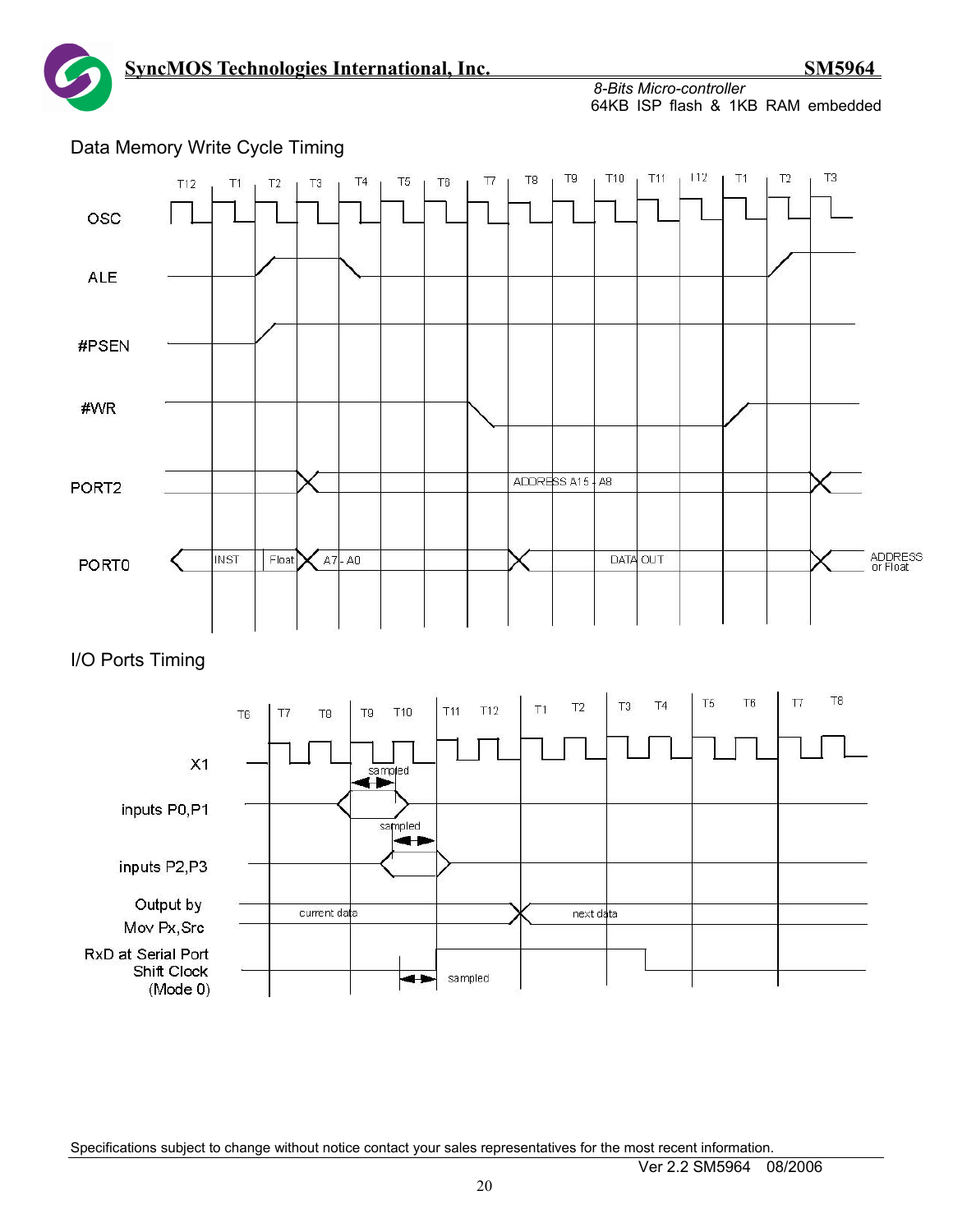Data Memory Write Cycle Timing

T12 T1 T2 T3 T4 T5 T6 T7 T8 T9 T10 T11 T12 T1 T2 T3

OSC

ALE

#PSEN

#WR

PORT2 ADDRESS A15 - A8

PORT0 INST Float A7 - A0 DATA OUT ADDRESS or Float

I/O Ports Timing

T6 T7 T8 T9 T10 T11 T12 T1 T2 T3 T4 T5 T6 T7 T8

X1

inputs P0,P1 sampled

inputs P2,P3 sampled

Output by Mov Px,Src current data next data

RxD at Serial Port Shift Clock (Mode 0) sampled

Specifications subject to change without notice contact your sales representatives for the most recent information.

Ver 2.2 SM5964 08/2006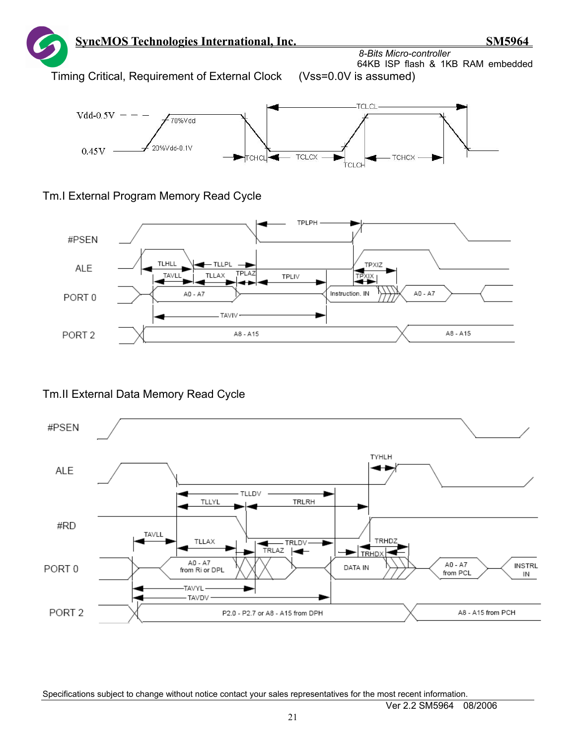Timing Critical, Requirement of External Clock (Vss=0.0V is assumed)

Vdd-0.5V

0.45V

70%Vdd

20%Vdd-0.1V

TCLCL

TCHCL

TCLCX

TCLCH

TCHCX

Tm.I External Program Memory Read Cycle

#PSEN

ALE

PORT 0

PORT 2

TPLPH

TLHLL

TLLPL

TAVLL

TLLAX

TPLAZ

TPLIV

TPXIZ

TPXIX

A0 - A7

Instruction. IN

A0 - A7

TAVIV

A8 - A15

A8 - A15

Tm.II External Data Memory Read Cycle

#PSEN

ALE

#RD

PORT 0

PORT 2

TYHLH

TLLDV

TLLYL

TRLRH

TAVLL

TLLAX

TRLDV

TRLAZ

TRHDZ

TRHDX

A0 - A7 from Ri or DPL

DATA IN

A0 - A7 from PCL

INSTRL IN

TAVYL

TAVDV

P2.0 - P2.7 or A8 - A15 from DPH

A8 - A15 from PCH

Specifications subject to change without notice contact your sales representatives for the most recent information.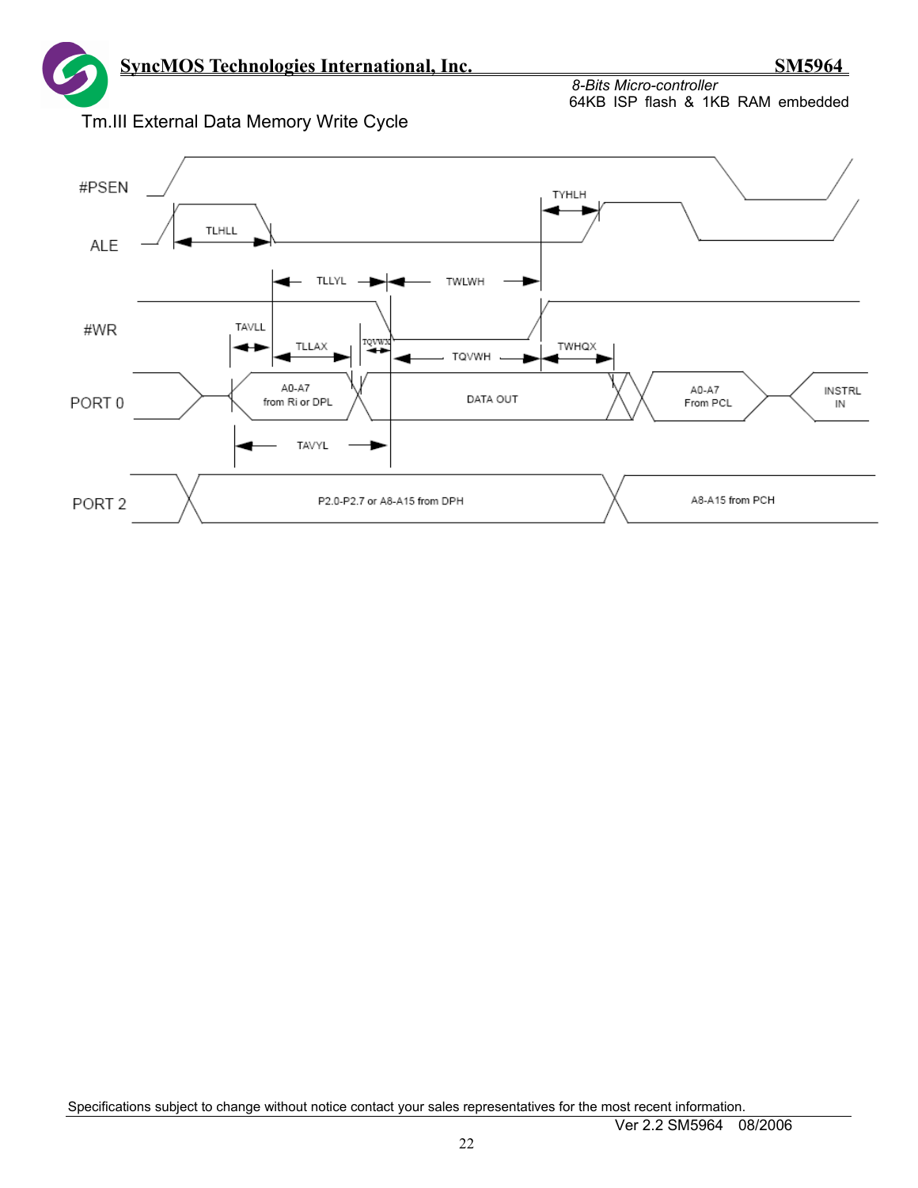## Tm.III External Data Memory Write Cycle

#PSEN

ALE

#WR

PORT 0

PORT 2

TLHLL

TYHLH

TLLYL

TWLWH

TAVLL

TLLAX

TQVWX

TQVWH

TWHQX

A0-A7 from Ri or DPL

DATA OUT

A0-A7 From PCL

INSTRL IN

TAVYL

P2.0-P2.7 or A8-A15 from DPH

A8-A15 from PCH

Specifications subject to change without notice contact your sales representatives for the most recent information.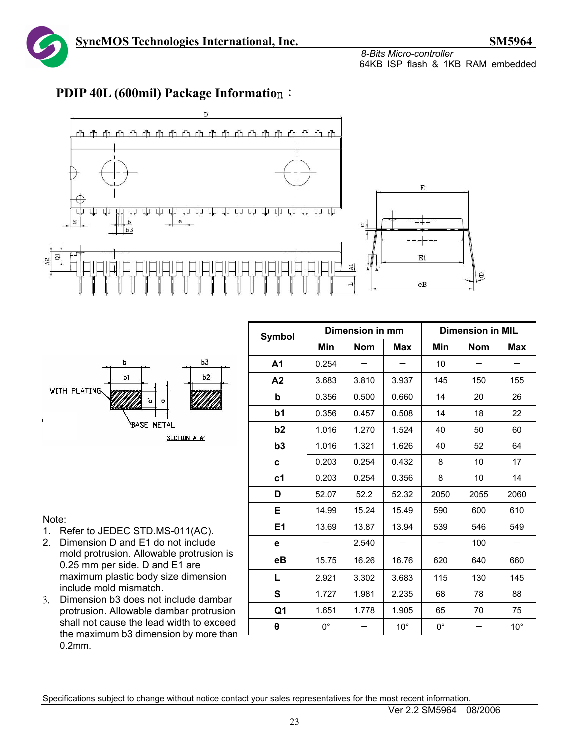## PDIP 40L (600mil) Package Information：

| Symbol | Dimension in mm | | | Dimension in MIL | | |
|---|---|---|---|---|---|---|
| | Min | Nom | Max | Min | Nom | Max |
| A1 | 0.254 | — | — | 10 | — | — |
| A2 | 3.683 | 3.810 | 3.937 | 145 | 150 | 155 |
| b | 0.356 | 0.500 | 0.660 | 14 | 20 | 26 |
| b1 | 0.356 | 0.457 | 0.508 | 14 | 18 | 22 |
| b2 | 1.016 | 1.270 | 1.524 | 40 | 50 | 60 |
| b3 | 1.016 | 1.321 | 1.626 | 40 | 52 | 64 |
| c | 0.203 | 0.254 | 0.432 | 8 | 10 | 17 |
| c1 | 0.203 | 0.254 | 0.356 | 8 | 10 | 14 |
| D | 52.07 | 52.2 | 52.32 | 2050 | 2055 | 2060 |
| E | 14.99 | 15.24 | 15.49 | 590 | 600 | 610 |
| E1 | 13.69 | 13.87 | 13.94 | 539 | 546 | 549 |
| e | — | 2.540 | — | — | 100 | — |
| eB | 15.75 | 16.26 | 16.76 | 620 | 640 | 660 |
| L | 2.921 | 3.302 | 3.683 | 115 | 130 | 145 |
| S | 1.727 | 1.981 | 2.235 | 68 | 78 | 88 |
| Q1 | 1.651 | 1.778 | 1.905 | 65 | 70 | 75 |
| θ | 0° | — | 10° | 0° | — | 10° |

Note:
1. Refer to JEDEC STD.MS-011(AC).
2. Dimension D and E1 do not include mold protrusion. Allowable protrusion is 0.25 mm per side. D and E1 are maximum plastic body size dimension include mold mismatch.
3. Dimension b3 does not include dambar protrusion. Allowable dambar protrusion shall not cause the lead width to exceed the maximum b3 dimension by more than 0.2mm.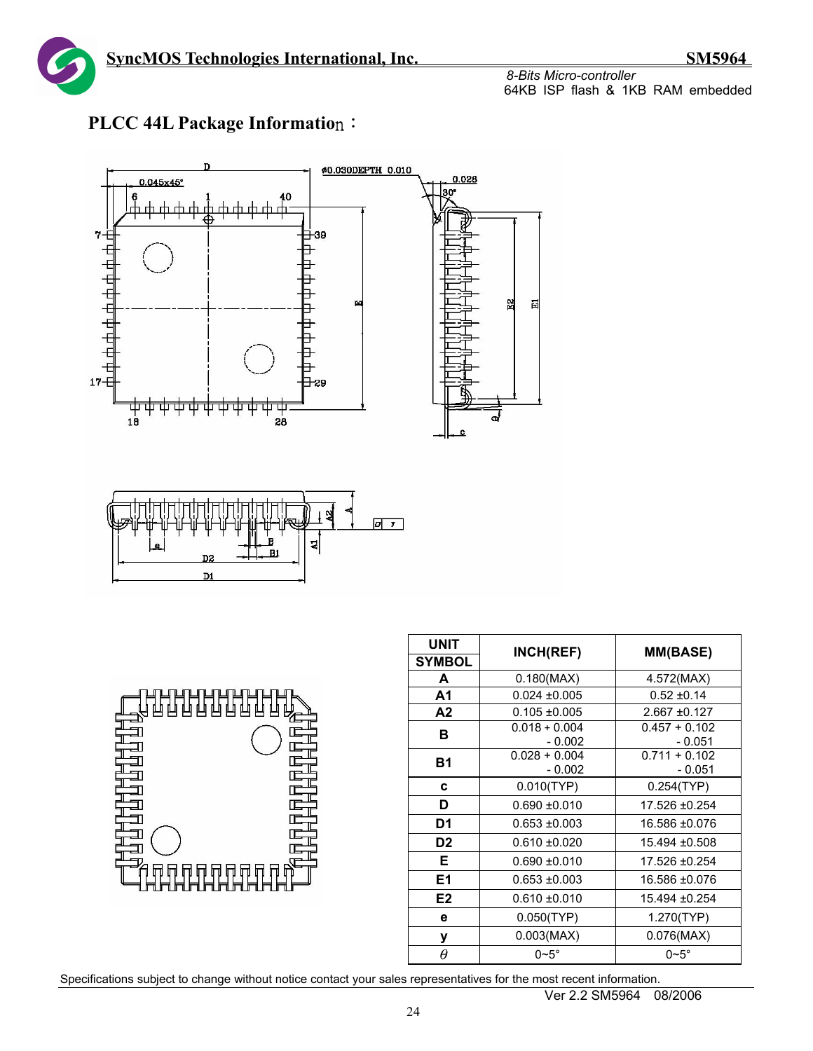## PLCC 44L Package Information：

| UNIT / SYMBOL | INCH(REF) | MM(BASE) |
|---|---|---|
| A | 0.180(MAX) | 4.572(MAX) |
| A1 | 0.024 ±0.005 | 0.52 ±0.14 |
| A2 | 0.105 ±0.005 | 2.667 ±0.127 |
| B | 0.018 + 0.004 - 0.002 | 0.457 + 0.102 - 0.051 |
| B1 | 0.028 + 0.004 - 0.002 | 0.711 + 0.102 - 0.051 |
| c | 0.010(TYP) | 0.254(TYP) |
| D | 0.690 ±0.010 | 17.526 ±0.254 |
| D1 | 0.653 ±0.003 | 16.586 ±0.076 |
| D2 | 0.610 ±0.020 | 15.494 ±0.508 |
| E | 0.690 ±0.010 | 17.526 ±0.254 |
| E1 | 0.653 ±0.003 | 16.586 ±0.076 |
| E2 | 0.610 ±0.010 | 15.494 ±0.254 |
| e | 0.050(TYP) | 1.270(TYP) |
| y | 0.003(MAX) | 0.076(MAX) |
| $\theta$ | 0~5° | 0~5° |

Specifications subject to change without notice contact your sales representatives for the most recent information.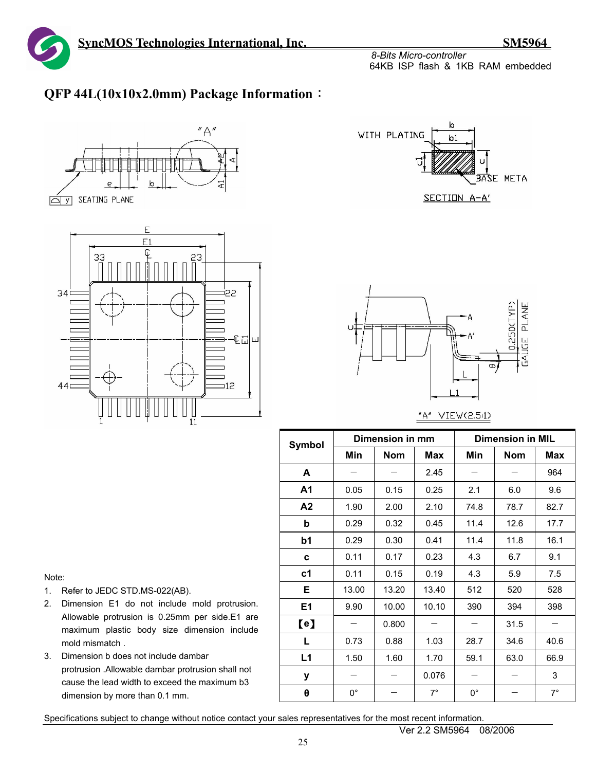## QFP 44L(10x10x2.0mm) Package Information：

| Symbol | Dimension in mm | | | Dimension in MIL | | |
|---|---|---|---|---|---|---|
| | Min | Nom | Max | Min | Nom | Max |
| A | — | — | 2.45 | — | — | 964 |
| A1 | 0.05 | 0.15 | 0.25 | 2.1 | 6.0 | 9.6 |
| A2 | 1.90 | 2.00 | 2.10 | 74.8 | 78.7 | 82.7 |
| b | 0.29 | 0.32 | 0.45 | 11.4 | 12.6 | 17.7 |
| b1 | 0.29 | 0.30 | 0.41 | 11.4 | 11.8 | 16.1 |
| c | 0.11 | 0.17 | 0.23 | 4.3 | 6.7 | 9.1 |
| c1 | 0.11 | 0.15 | 0.19 | 4.3 | 5.9 | 7.5 |
| E | 13.00 | 13.20 | 13.40 | 512 | 520 | 528 |
| E1 | 9.90 | 10.00 | 10.10 | 390 | 394 | 398 |
| 【e】 | — | 0.800 | — | — | 31.5 | — |
| L | 0.73 | 0.88 | 1.03 | 28.7 | 34.6 | 40.6 |
| L1 | 1.50 | 1.60 | 1.70 | 59.1 | 63.0 | 66.9 |
| y | — | — | 0.076 | — | — | 3 |
| θ | 0° | — | 7° | 0° | — | 7° |

Note:

1. Refer to JEDC STD.MS-022(AB).
2. Dimension E1 do not include mold protrusion. Allowable protrusion is 0.25mm per side.E1 are maximum plastic body size dimension include mold mismatch .
3. Dimension b does not include dambar protrusion .Allowable dambar protrusion shall not cause the lead width to exceed the maximum b3 dimension by more than 0.1 mm.

Specifications subject to change without notice contact your sales representatives for the most recent information.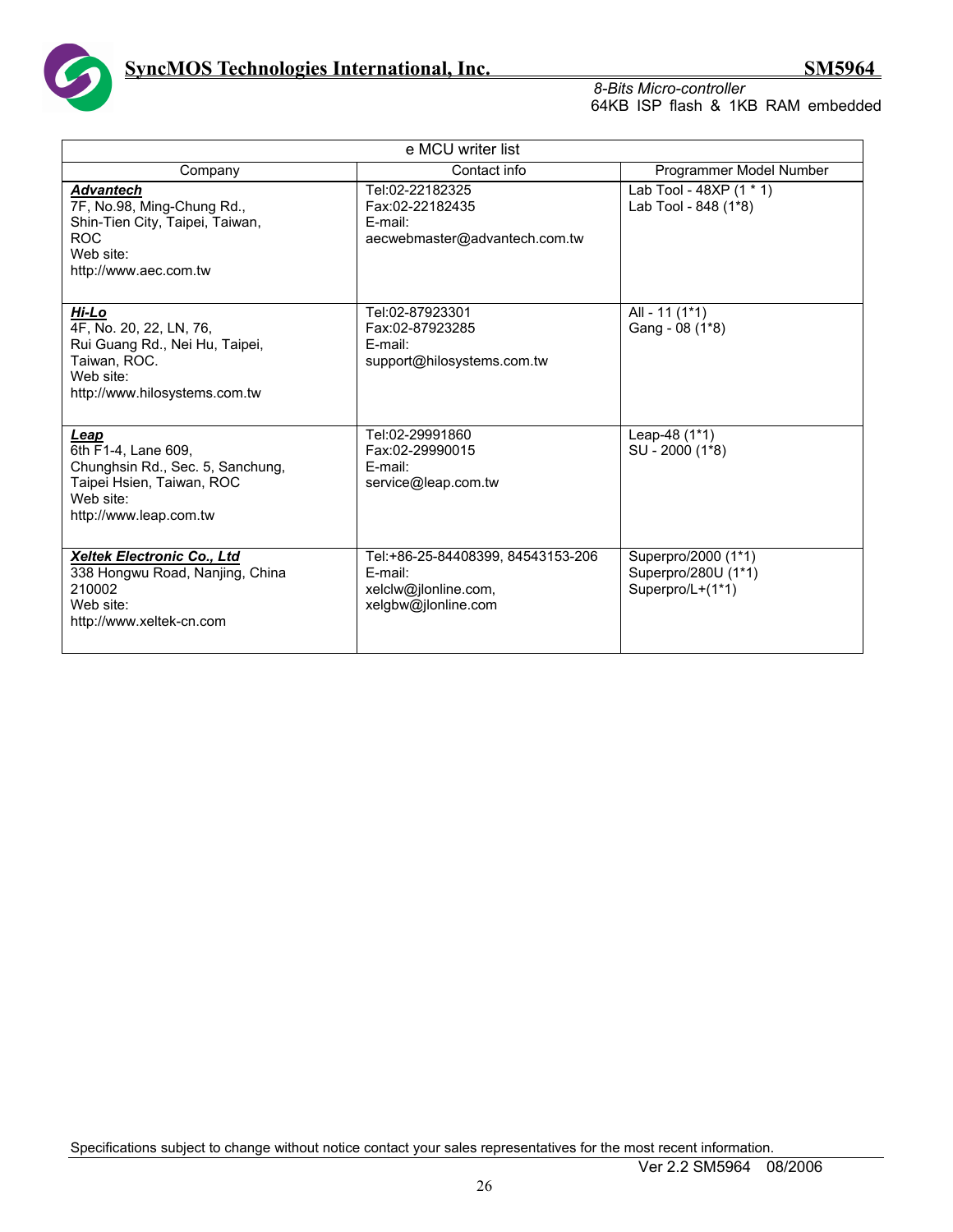| e MCU writer list | | |
|---|---|---|
| Company | Contact info | Programmer Model Number |
| ***Advantech*** 7F, No.98, Ming-Chung Rd., Shin-Tien City, Taipei, Taiwan, ROC Web site: http://www.aec.com.tw | Tel:02-22182325 Fax:02-22182435 E-mail: aecwebmaster@advantech.com.tw | Lab Tool - 48XP (1 * 1) Lab Tool - 848 (1*8) |
| ***Hi-Lo*** 4F, No. 20, 22, LN, 76, Rui Guang Rd., Nei Hu, Taipei, Taiwan, ROC. Web site: http://www.hilosystems.com.tw | Tel:02-87923301 Fax:02-87923285 E-mail: support@hilosystems.com.tw | All - 11 (1*1) Gang - 08 (1*8) |
| ***Leap*** 6th F1-4, Lane 609, Chunghsin Rd., Sec. 5, Sanchung, Taipei Hsien, Taiwan, ROC Web site: http://www.leap.com.tw | Tel:02-29991860 Fax:02-29990015 E-mail: service@leap.com.tw | Leap-48 (1*1) SU - 2000 (1*8) |
| ***Xeltek Electronic Co., Ltd*** 338 Hongwu Road, Nanjing, China 210002 Web site: http://www.xeltek-cn.com | Tel:+86-25-84408399, 84543153-206 E-mail: xelclw@jlonline.com, xelgbw@jlonline.com | Superpro/2000 (1*1) Superpro/280U (1*1) Superpro/L+(1*1) |

Specifications subject to change without notice contact your sales representatives for the most recent information.